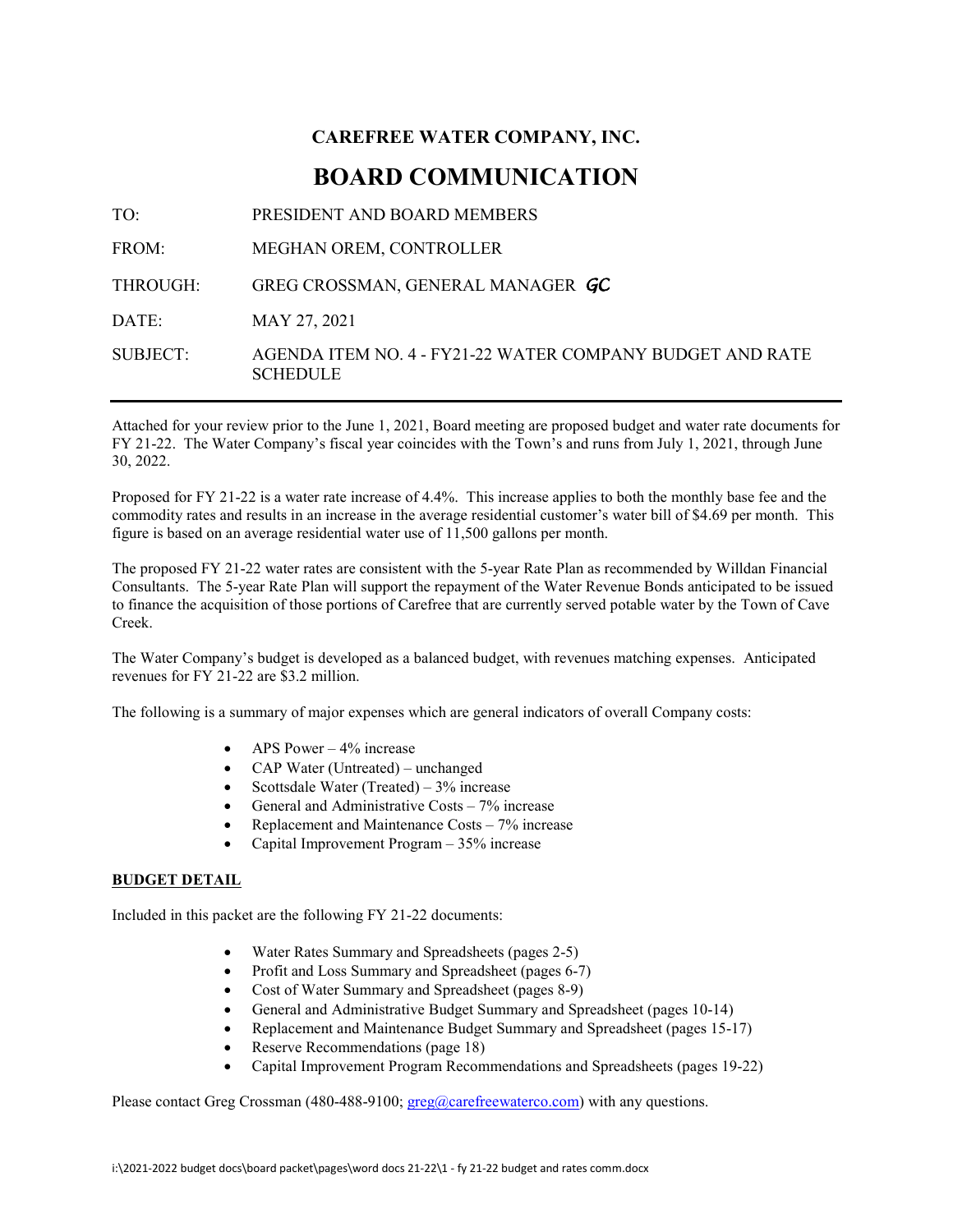# CAREFREE WATER COMPANY, INC.

## BOARD COMMUNICATION

| | |
|---|---|
| TO: | PRESIDENT AND BOARD MEMBERS |
| FROM: | MEGHAN OREM, CONTROLLER |
| THROUGH: | GREG CROSSMAN, GENERAL MANAGER *GC* |
| DATE: | MAY 27, 2021 |
| SUBJECT: | AGENDA ITEM NO. 4 - FY21-22 WATER COMPANY BUDGET AND RATE SCHEDULE |

---

Attached for your review prior to the June 1, 2021, Board meeting are proposed budget and water rate documents for FY 21-22. The Water Company's fiscal year coincides with the Town's and runs from July 1, 2021, through June 30, 2022.

Proposed for FY 21-22 is a water rate increase of 4.4%. This increase applies to both the monthly base fee and the commodity rates and results in an increase in the average residential customer's water bill of $4.69 per month. This figure is based on an average residential water use of 11,500 gallons per month.

The proposed FY 21-22 water rates are consistent with the 5-year Rate Plan as recommended by Willdan Financial Consultants. The 5-year Rate Plan will support the repayment of the Water Revenue Bonds anticipated to be issued to finance the acquisition of those portions of Carefree that are currently served potable water by the Town of Cave Creek.

The Water Company's budget is developed as a balanced budget, with revenues matching expenses. Anticipated revenues for FY 21-22 are $3.2 million.

The following is a summary of major expenses which are general indicators of overall Company costs:

- APS Power – 4% increase
- CAP Water (Untreated) – unchanged
- Scottsdale Water (Treated) – 3% increase
- General and Administrative Costs – 7% increase
- Replacement and Maintenance Costs – 7% increase
- Capital Improvement Program – 35% increase

**BUDGET DETAIL**

Included in this packet are the following FY 21-22 documents:

- Water Rates Summary and Spreadsheets (pages 2-5)
- Profit and Loss Summary and Spreadsheet (pages 6-7)
- Cost of Water Summary and Spreadsheet (pages 8-9)
- General and Administrative Budget Summary and Spreadsheet (pages 10-14)
- Replacement and Maintenance Budget Summary and Spreadsheet (pages 15-17)
- Reserve Recommendations (page 18)
- Capital Improvement Program Recommendations and Spreadsheets (pages 19-22)

Please contact Greg Crossman (480-488-9100; greg@carefreewaterco.com) with any questions.

i:\2021-2022 budget docs\board packet\pages\word docs 21-22\1 - fy 21-22 budget and rates comm.docx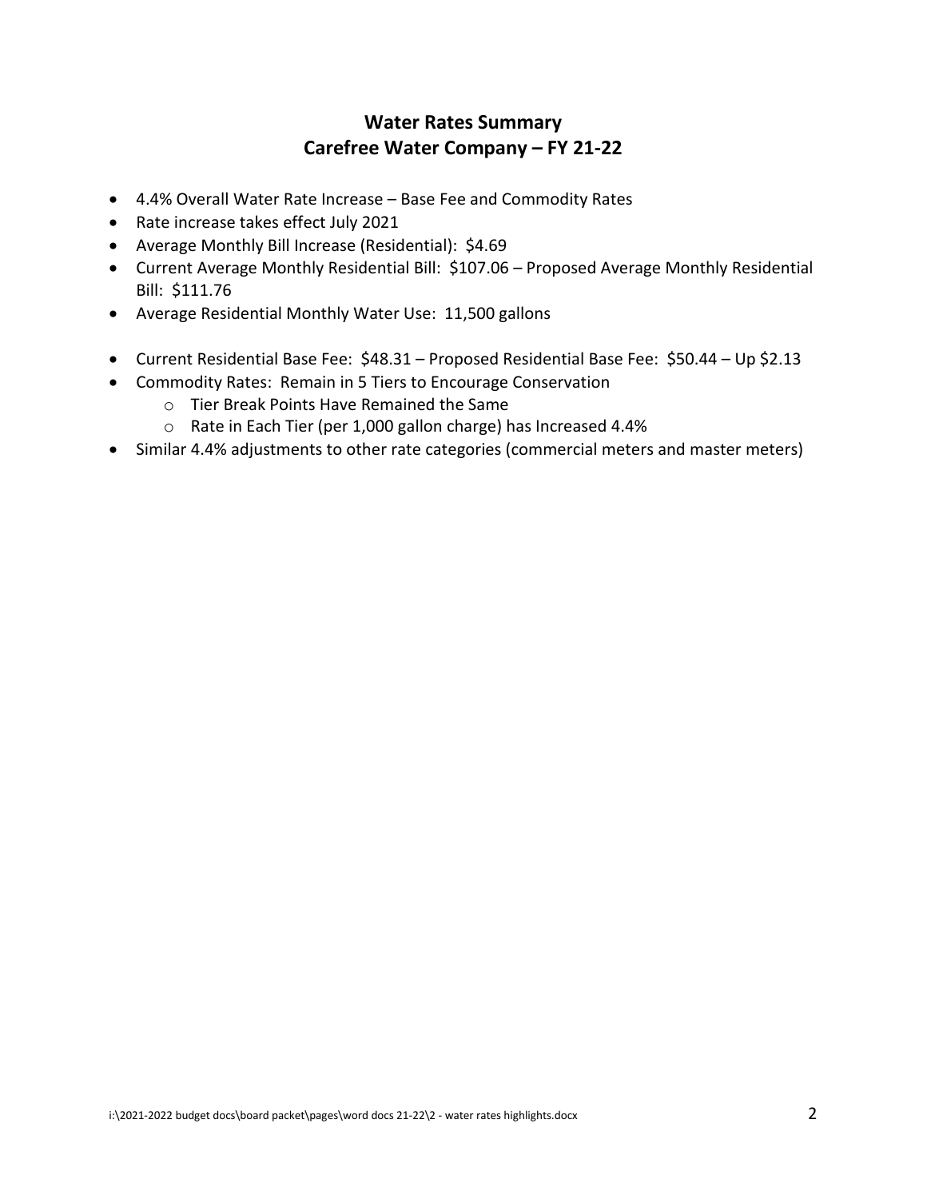# Water Rates Summary
# Carefree Water Company – FY 21-22

- 4.4% Overall Water Rate Increase – Base Fee and Commodity Rates
- Rate increase takes effect July 2021
- Average Monthly Bill Increase (Residential): $4.69
- Current Average Monthly Residential Bill: $107.06 – Proposed Average Monthly Residential Bill: $111.76
- Average Residential Monthly Water Use: 11,500 gallons

- Current Residential Base Fee: $48.31 – Proposed Residential Base Fee: $50.44 – Up $2.13
- Commodity Rates: Remain in 5 Tiers to Encourage Conservation
  - Tier Break Points Have Remained the Same
  - Rate in Each Tier (per 1,000 gallon charge) has Increased 4.4%
- Similar 4.4% adjustments to other rate categories (commercial meters and master meters)

i:\2021-2022 budget docs\board packet\pages\word docs 21-22\2 - water rates highlights.docx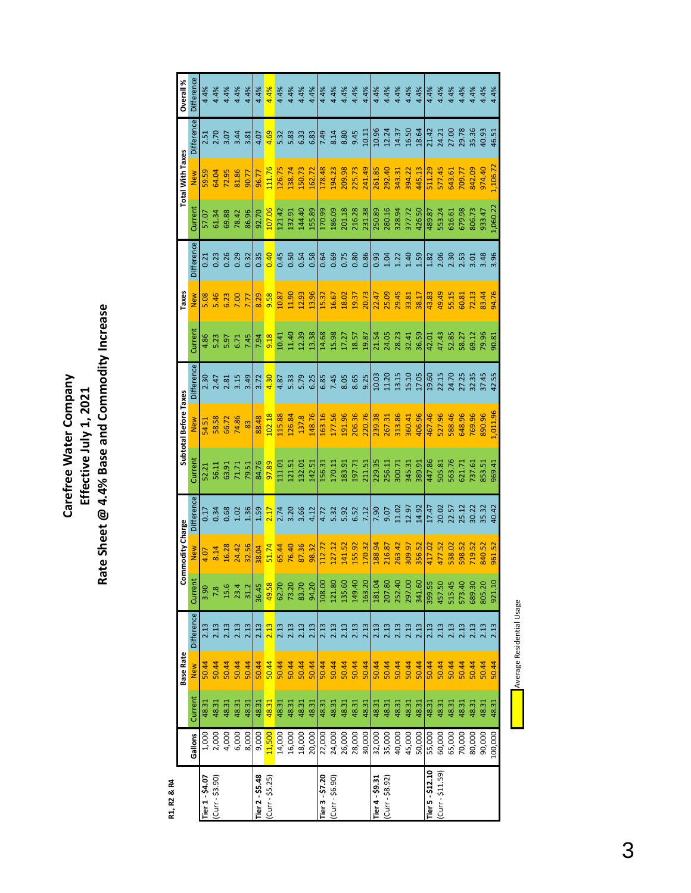# Carefree Water Company
## Effective July 1, 2021
## Rate Sheet @ 4.4% Base and Commodity Increase

**R1, R2 & R4**

| | Gallons | Base Rate | | | Commodity Charge | | | Subtotal Before Taxes | | | Taxes | | | Total With Taxes | | | Overall % |
|---|---|---|---|---|---|---|---|---|---|---|---|---|---|---|---|---|---|
| | | Current | New | Difference | Current | New | Difference | Current | New | Difference | Current | New | Difference | Current | New | Difference | Difference |
| Tier 1 - $4.07 | 1,000 | 48.31 | 50.44 | 2.13 | 3.90 | 4.07 | 0.17 | 52.21 | 54.51 | 2.30 | 4.86 | 5.08 | 0.21 | 57.07 | 59.59 | 2.51 | 4.4% |
| (Curr - $3.90) | 2,000 | 48.31 | 50.44 | 2.13 | 7.8 | 8.14 | 0.34 | 56.11 | 58.58 | 2.47 | 5.23 | 5.46 | 0.23 | 61.34 | 64.04 | 2.70 | 4.4% |
| | 4,000 | 48.31 | 50.44 | 2.13 | 15.6 | 16.28 | 0.68 | 63.91 | 66.72 | 2.81 | 5.97 | 6.23 | 0.26 | 69.88 | 72.95 | 3.07 | 4.4% |
| | 6,000 | 48.31 | 50.44 | 2.13 | 23.4 | 24.42 | 1.02 | 71.71 | 74.86 | 3.15 | 6.71 | 7.00 | 0.29 | 78.42 | 81.86 | 3.44 | 4.4% |
| | 8,000 | 48.31 | 50.44 | 2.13 | 31.2 | 32.56 | 1.36 | 79.51 | 83 | 3.49 | 7.45 | 7.77 | 0.32 | 86.96 | 90.77 | 3.81 | 4.4% |
| Tier 2 - $5.48 | 9,000 | 48.31 | 50.44 | 2.13 | 36.45 | 38.04 | 1.59 | 84.76 | 88.48 | 3.72 | 7.94 | 8.29 | 0.35 | 92.70 | 96.77 | 4.07 | 4.4% |
| (Curr - $5.25) | 11,500 | 48.31 | 50.44 | 2.13 | 49.58 | 51.74 | 2.17 | 97.89 | 102.18 | 4.30 | 9.18 | 9.58 | 0.40 | 107.06 | 111.76 | 4.69 | 4.4% |
| | 14,000 | 48.31 | 50.44 | 2.13 | 62.70 | 65.44 | 2.74 | 111.01 | 115.88 | 4.87 | 10.41 | 10.87 | 0.45 | 121.42 | 126.75 | 5.32 | 4.4% |
| | 16,000 | 48.31 | 50.44 | 2.13 | 73.20 | 76.40 | 3.20 | 121.51 | 126.84 | 5.33 | 11.40 | 11.90 | 0.50 | 132.91 | 138.74 | 5.83 | 4.4% |
| | 18,000 | 48.31 | 50.44 | 2.13 | 83.70 | 87.36 | 3.66 | 132.01 | 137.8 | 5.79 | 12.39 | 12.93 | 0.54 | 144.40 | 150.73 | 6.33 | 4.4% |
| | 20,000 | 48.31 | 50.44 | 2.13 | 94.20 | 98.32 | 4.12 | 142.51 | 148.76 | 6.25 | 13.38 | 13.96 | 0.58 | 155.89 | 162.72 | 6.83 | 4.4% |
| Tier 3 - $7.20 | 22,000 | 48.31 | 50.44 | 2.13 | 108.00 | 112.72 | 4.72 | 156.31 | 163.16 | 6.85 | 14.68 | 15.32 | 0.64 | 170.99 | 178.48 | 7.49 | 4.4% |
| (Curr - $6.90) | 24,000 | 48.31 | 50.44 | 2.13 | 121.80 | 127.12 | 5.32 | 170.11 | 177.56 | 7.45 | 15.98 | 16.67 | 0.69 | 186.09 | 194.23 | 8.14 | 4.4% |
| | 26,000 | 48.31 | 50.44 | 2.13 | 135.60 | 141.52 | 5.92 | 183.91 | 191.96 | 8.05 | 17.27 | 18.02 | 0.75 | 201.18 | 209.98 | 8.80 | 4.4% |
| | 28,000 | 48.31 | 50.44 | 2.13 | 149.40 | 155.92 | 6.52 | 197.71 | 206.36 | 8.65 | 18.57 | 19.37 | 0.80 | 216.28 | 225.73 | 9.45 | 4.4% |
| | 30,000 | 48.31 | 50.44 | 2.13 | 163.20 | 170.32 | 7.12 | 211.51 | 220.76 | 9.25 | 19.87 | 20.73 | 0.86 | 231.38 | 241.49 | 10.11 | 4.4% |
| Tier 4 - $9.31 | 32,000 | 48.31 | 50.44 | 2.13 | 181.04 | 188.94 | 7.90 | 229.35 | 239.38 | 10.03 | 21.54 | 22.47 | 0.93 | 250.89 | 261.85 | 10.96 | 4.4% |
| (Curr - $8.92) | 35,000 | 48.31 | 50.44 | 2.13 | 207.80 | 216.87 | 9.07 | 256.11 | 267.31 | 11.20 | 24.05 | 25.09 | 1.04 | 280.16 | 292.40 | 12.24 | 4.4% |
| | 40,000 | 48.31 | 50.44 | 2.13 | 252.40 | 263.42 | 11.02 | 300.71 | 313.86 | 13.15 | 28.23 | 29.45 | 1.22 | 328.94 | 343.31 | 14.37 | 4.4% |
| | 45,000 | 48.31 | 50.44 | 2.13 | 297.00 | 309.97 | 12.97 | 345.31 | 360.41 | 15.10 | 32.41 | 33.81 | 1.40 | 377.72 | 394.22 | 16.50 | 4.4% |
| | 50,000 | 48.31 | 50.44 | 2.13 | 341.60 | 356.52 | 14.92 | 389.91 | 406.96 | 17.05 | 36.59 | 38.17 | 1.59 | 426.50 | 445.13 | 18.64 | 4.4% |
| Tier 5 - $12.10 | 55,000 | 48.31 | 50.44 | 2.13 | 399.55 | 417.02 | 17.47 | 447.86 | 467.46 | 19.60 | 42.01 | 43.83 | 1.82 | 489.87 | 511.29 | 21.42 | 4.4% |
| (Curr - $11.59) | 60,000 | 48.31 | 50.44 | 2.13 | 457.50 | 477.52 | 20.02 | 505.81 | 527.96 | 22.15 | 47.43 | 49.49 | 2.06 | 553.24 | 577.45 | 24.21 | 4.4% |
| | 65,000 | 48.31 | 50.44 | 2.13 | 515.45 | 538.02 | 22.57 | 563.76 | 588.46 | 24.70 | 52.85 | 55.15 | 2.30 | 616.61 | 643.61 | 27.00 | 4.4% |
| | 70,000 | 48.31 | 50.44 | 2.13 | 573.40 | 598.52 | 25.12 | 621.71 | 648.96 | 27.25 | 58.27 | 60.81 | 2.53 | 679.98 | 709.77 | 29.78 | 4.4% |
| | 80,000 | 48.31 | 50.44 | 2.13 | 689.30 | 719.52 | 30.22 | 737.61 | 769.96 | 32.35 | 69.12 | 72.13 | 3.01 | 806.73 | 842.09 | 35.36 | 4.4% |
| | 90,000 | 48.31 | 50.44 | 2.13 | 805.20 | 840.52 | 35.32 | 853.51 | 890.96 | 37.45 | 79.96 | 83.44 | 3.48 | 933.47 | 974.40 | 40.93 | 4.4% |
| | 100,000 | 48.31 | 50.44 | 2.13 | 921.10 | 961.52 | 40.42 | 969.41 | 1,011.96 | 42.55 | 90.81 | 94.76 | 3.96 | 1,060.22 | 1,106.72 | 46.51 | 4.4% |

Average Residential Usage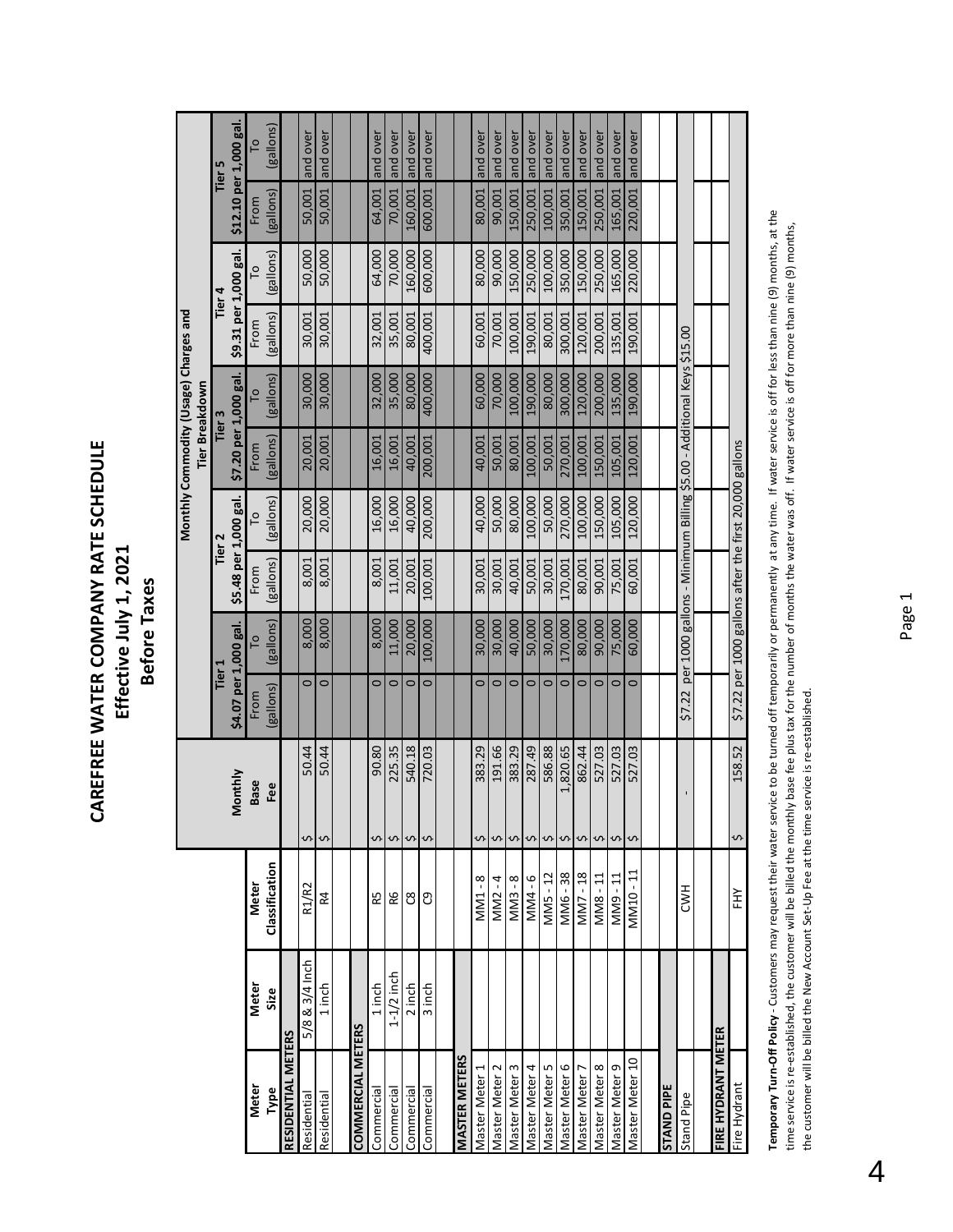# CAREFREE WATER COMPANY RATE SCHEDULE

## Effective July 1, 2021

## Before Taxes

| Meter Type | Meter Size | Meter Classification | Monthly Base Fee | Monthly Commodity (Usage) Charges and Tier Breakdown | | | | | | | | | |
|---|---|---|---|---|---|---|---|---|---|---|---|---|---|
| | | | | Tier 1 $4.07 per 1,000 gal. | | Tier 2 $5.48 per 1,000 gal. | | Tier 3 $7.20 per 1,000 gal. | | Tier 4 $9.31 per 1,000 gal. | | Tier 5 $12.10 per 1,000 gal. | |
| | | | | From (gallons) | To (gallons) | From (gallons) | To (gallons) | From (gallons) | To (gallons) | From (gallons) | To (gallons) | From (gallons) | To (gallons) |
| **RESIDENTIAL METERS** | | | | | | | | | | | | | |
| Residential | 5/8 & 3/4 Inch | R1/R2 | $ 50.44 | 0 | 8,000 | 8,001 | 20,000 | 20,001 | 30,000 | 30,001 | 50,000 | 50,001 | and over |
| Residential | 1 inch | R4 | $ 50.44 | 0 | 8,000 | 8,001 | 20,000 | 20,001 | 30,000 | 30,001 | 50,000 | 50,001 | and over |
| **COMMERCIAL METERS** | | | | | | | | | | | | | |
| Commercial | 1 inch | R5 | $ 90.80 | 0 | 8,000 | 8,001 | 16,000 | 16,001 | 32,000 | 32,001 | 64,000 | 64,001 | and over |
| Commercial | 1-1/2 inch | R6 | $ 225.35 | 0 | 11,000 | 11,001 | 16,000 | 16,001 | 35,000 | 35,001 | 70,000 | 70,001 | and over |
| Commercial | 2 inch | C8 | $ 540.18 | 0 | 20,000 | 20,001 | 40,000 | 40,001 | 80,000 | 80,001 | 160,000 | 160,001 | and over |
| Commercial | 3 inch | C9 | $ 720.03 | 0 | 100,000 | 100,001 | 200,000 | 200,001 | 400,000 | 400,001 | 600,000 | 600,001 | and over |
| **MASTER METERS** | | | | | | | | | | | | | |
| Master Meter 1 | | MM1 - 8 | $ 383.29 | 0 | 30,000 | 30,001 | 40,000 | 40,001 | 60,000 | 60,001 | 80,000 | 80,001 | and over |
| Master Meter 2 | | MM2 - 4 | $ 191.66 | 0 | 30,000 | 30,001 | 50,000 | 50,001 | 70,000 | 70,001 | 90,000 | 90,001 | and over |
| Master Meter 3 | | MM3 - 8 | $ 383.29 | 0 | 40,000 | 40,001 | 80,000 | 80,001 | 100,000 | 100,001 | 150,000 | 150,001 | and over |
| Master Meter 4 | | MM4 - 6 | $ 287.49 | 0 | 50,000 | 50,001 | 100,000 | 100,001 | 190,000 | 190,001 | 250,000 | 250,001 | and over |
| Master Meter 5 | | MM5 - 12 | $ 586.88 | 0 | 30,000 | 30,001 | 50,000 | 50,001 | 80,000 | 80,001 | 100,000 | 100,001 | and over |
| Master Meter 6 | | MM6 - 38 | $ 1,820.65 | 0 | 170,000 | 170,001 | 270,000 | 270,001 | 300,000 | 300,001 | 350,000 | 350,001 | and over |
| Master Meter 7 | | MM7 - 18 | $ 862.44 | 0 | 80,000 | 80,001 | 100,000 | 100,001 | 120,000 | 120,001 | 150,000 | 150,001 | and over |
| Master Meter 8 | | MM8 - 11 | $ 527.03 | 0 | 90,000 | 90,001 | 150,000 | 150,001 | 200,000 | 200,001 | 250,000 | 250,001 | and over |
| Master Meter 9 | | MM9 - 11 | $ 527.03 | 0 | 75,000 | 75,001 | 105,000 | 105,001 | 135,000 | 135,001 | 165,000 | 165,001 | and over |
| Master Meter 10 | | MM10 - 11 | $ 527.03 | 0 | 60,000 | 60,001 | 120,000 | 120,001 | 190,000 | 190,001 | 220,000 | 220,001 | and over |
| **STAND PIPE** | | | | | | | | | | | | | |
| Stand Pipe | | CWH | - | $7.22 per 1000 gallons - Minimum Billing $5.00 - Additional Keys $15.00 | | | | | | | | | |
| **FIRE HYDRANT METER** | | | | | | | | | | | | | |
| Fire Hydrant | | FHY | $ 158.52 | $7.22 per 1000 gallons after the first 20,000 gallons | | | | | | | | | |

**Temporary Turn-Off Policy** - Customers may request their water service to be turned off temporarily or permanently at any time. If water service is off for less than nine (9) months, at the time service is re-established, the customer will be billed the monthly base fee plus tax for the number of months the water was off. If water service is off for more than nine (9) months, the customer will be billed the New Account Set-Up Fee at the time service is re-established.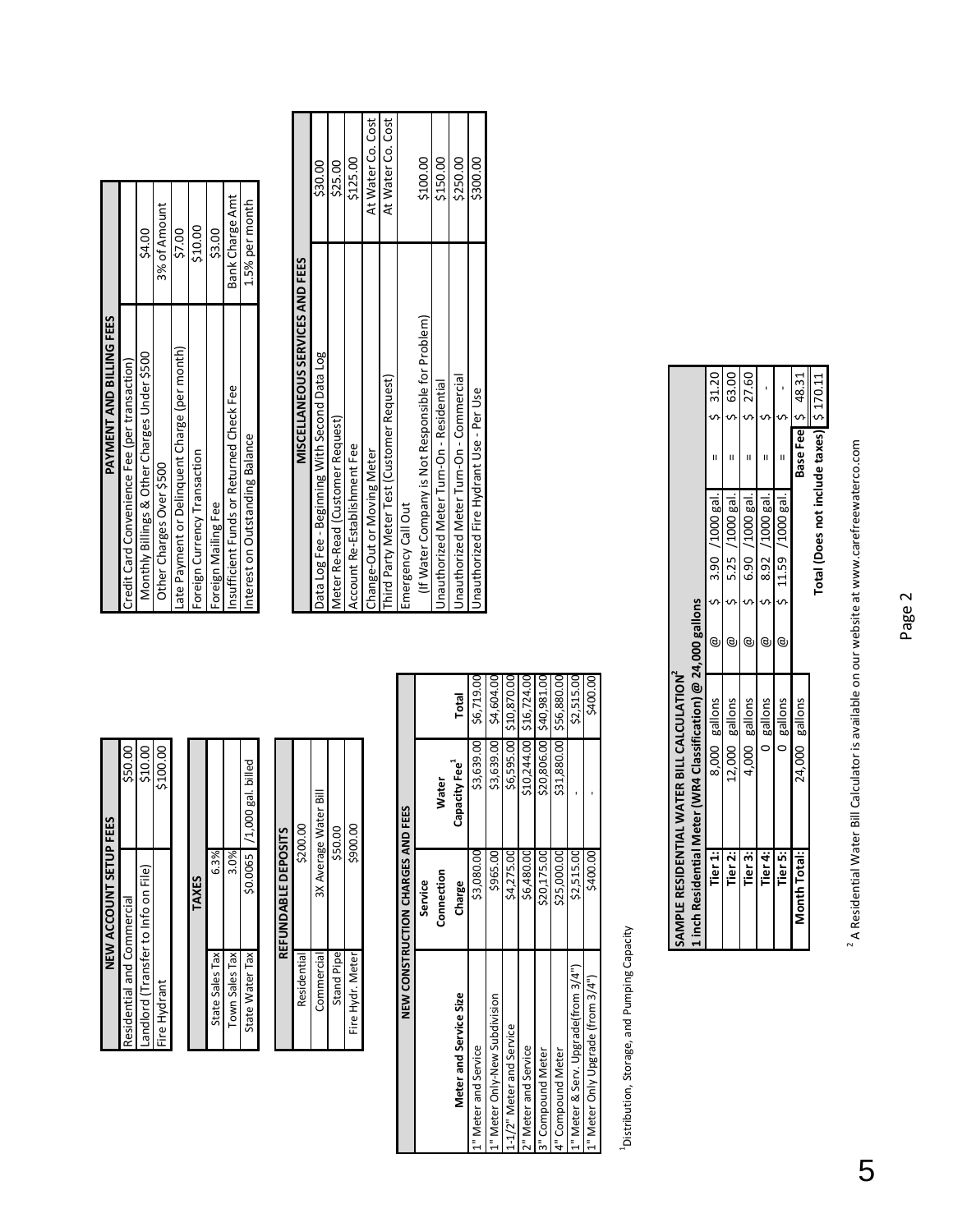| NEW ACCOUNT SETUP FEES | |
|---|---|
| Residential and Commercial | $50.00 |
| Landlord (Transfer to Info on File) | $10.00 |
| Fire Hydrant | $100.00 |

| TAXES | | |
|---|---|---|
| State Sales Tax | 6.3% | |
| Town Sales Tax | 3.0% | |
| State Water Tax | $0.0065 | /1,000 gal. billed |

| REFUNDABLE DEPOSITS | |
|---|---|
| Residential | $200.00 |
| Commercial | 3X Average Water Bill |
| Stand Pipe | $50.00 |
| Fire Hydr. Meter | $900.00 |

| NEW CONSTRUCTION CHARGES AND FEES | | | |
|---|---|---|---|
| Meter and Service Size | Service Connection Charge | Water Capacity Fee[1] | Total |
| 1" Meter and Service | $3,080.00 | $3,639.00 | $6,719.00 |
| 1" Meter Only-New Subdivision | $965.00 | $3,639.00 | $4,604.00 |
| 1-1/2" Meter and Service | $4,275.00 | $6,595.00 | $10,870.00 |
| 2" Meter and Service | $6,480.00 | $10,244.00 | $16,724.00 |
| 3" Compound Meter | $20,175.00 | $20,806.00 | $40,981.00 |
| 4" Compound Meter | $25,000.00 | $31,880.00 | $56,880.00 |
| 1" Meter & Serv. Upgrade(from 3/4") | $2,515.00 | - | $2,515.00 |
| 1" Meter Only Upgrade (from 3/4") | $400.00 | - | $400.00 |

[1]Distribution, Storage, and Pumping Capacity

| PAYMENT AND BILLING FEES | |
|---|---|
| Credit Card Convenience Fee (per transaction) | |
| Monthly Billings & Other Charges Under $500 | $4.00 |
| Other Charges Over $500 | 3% of Amount |
| Late Payment or Delinquent Charge (per month) | $7.00 |
| Foreign Currency Transaction | $10.00 |
| Foreign Mailing Fee | $3.00 |
| Insufficient Funds or Returned Check Fee | Bank Charge Amt |
| Interest on Outstanding Balance | 1.5% per month |

| MISCELLANEOUS SERVICES AND FEES | |
|---|---|
| Data Log Fee - Beginning With Second Data Log | $30.00 |
| Meter Re-Read (Customer Request) | $25.00 |
| Account Re-Establishment Fee | $125.00 |
| Change-Out or Moving Meter | At Water Co. Cost |
| Third Party Meter Test (Customer Request) | At Water Co. Cost |
| Emergency Call Out (If Water Company is Not Responsible for Problem) | $100.00 |
| Unauthorized Meter Turn-On - Residential | $150.00 |
| Unauthorized Meter Turn-On - Commercial | $250.00 |
| Unauthorized Fire Hydrant Use - Per Use | $300.00 |

| SAMPLE RESIDENTIAL WATER BILL CALCULATION[2] 1 inch Residential Meter (WR4 Classification) @ 24,000 gallons | | | | | | | |
|---|---|---|---|---|---|---|---|
| Tier 1: | 8,000 gallons | @ | $ | 3.90 /1000 gal. | = | $ | 31.20 |
| Tier 2: | 12,000 gallons | @ | $ | 5.25 /1000 gal. | = | $ | 63.00 |
| Tier 3: | 4,000 gallons | @ | $ | 6.90 /1000 gal. | = | $ | 27.60 |
| Tier 4: | 0 gallons | @ | $ | 8.92 /1000 gal. | = | $ | - |
| Tier 5: | 0 gallons | @ | $ | 11.59 /1000 gal. | = | $ | - |
| Month Total: | 24,000 gallons | | | | Base Fee | $ | 48.31 |
| | | | | | Total (Does not include taxes) | $ | 170.11 |

[2] A Residential Water Bill Calculator is available on our website at www.carefreewaterco.com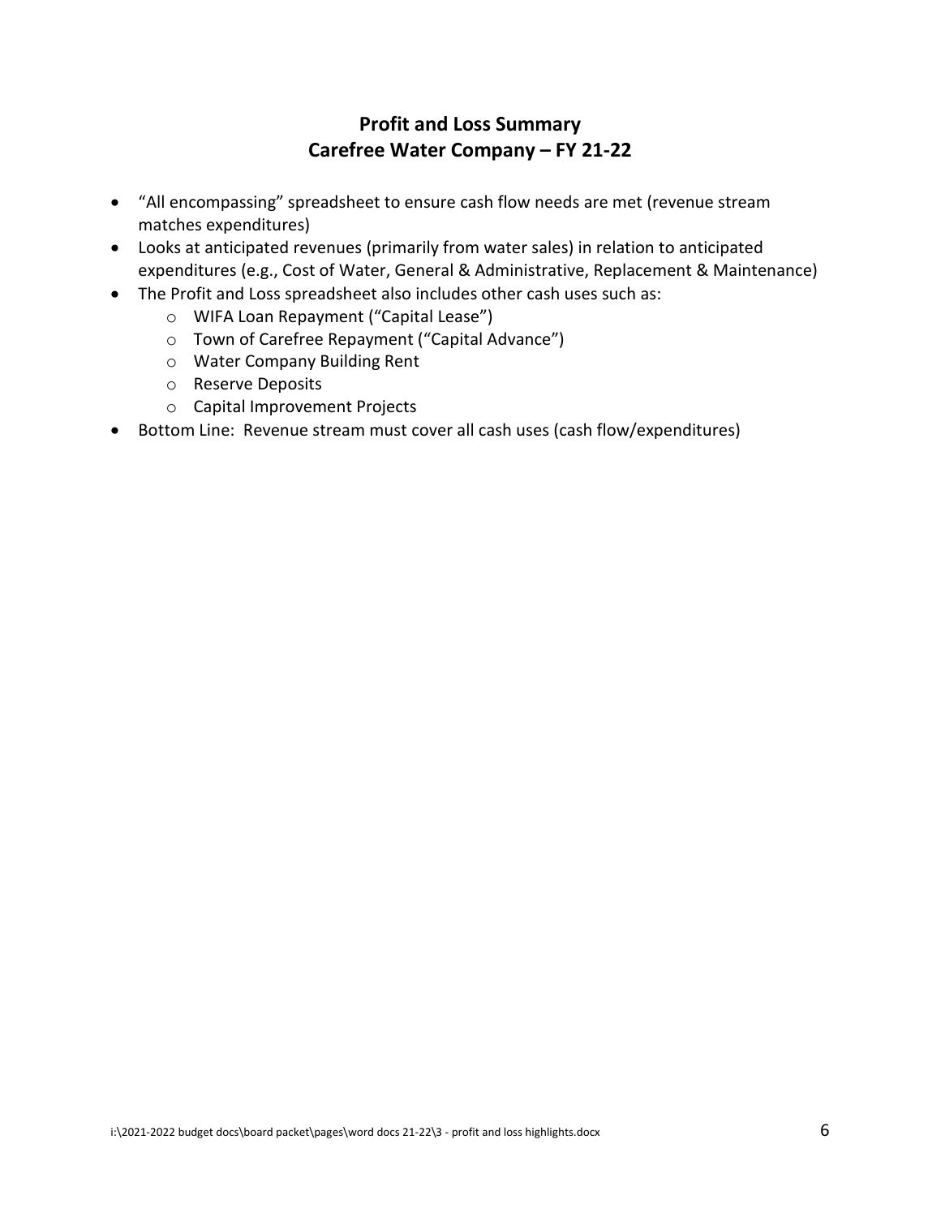# Profit and Loss Summary
# Carefree Water Company – FY 21-22

- "All encompassing" spreadsheet to ensure cash flow needs are met (revenue stream matches expenditures)
- Looks at anticipated revenues (primarily from water sales) in relation to anticipated expenditures (e.g., Cost of Water, General & Administrative, Replacement & Maintenance)
- The Profit and Loss spreadsheet also includes other cash uses such as:
    - WIFA Loan Repayment ("Capital Lease")
    - Town of Carefree Repayment ("Capital Advance")
    - Water Company Building Rent
    - Reserve Deposits
    - Capital Improvement Projects
- Bottom Line: Revenue stream must cover all cash uses (cash flow/expenditures)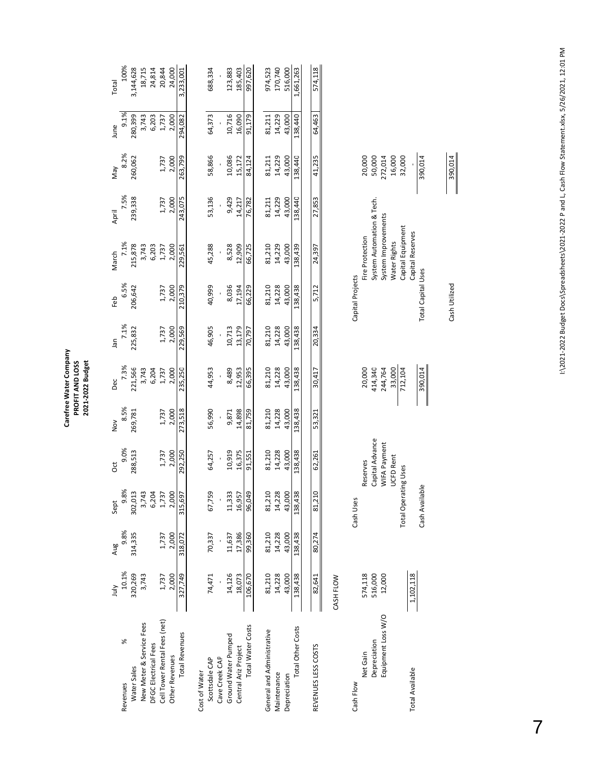# Carefree Water Company
## PROFIT AND LOSS
## 2021-2022 Budget

| Revenues | July | Aug | Sept | Oct | Nov | Dec | Jan | Feb | March | April | May | June | Total |
|---|---|---|---|---|---|---|---|---|---|---|---|---|---|
| % | 10.1% | 9.8% | 9.8% | 9.0% | 8.5% | 7.3% | 7.1% | 6.5% | 7.1% | 7.5% | 8.2% | 9.1% | 100% |
| Water Sales | 320,269 | 314,335 | 302,013 | 288,513 | 269,781 | 221,566 | 225,832 | 206,642 | 215,878 | 239,338 | 260,062 | 280,399 | 3,144,628 |
| New Meter & Service Fees | 3,743 | | 3,743 | | | 3,743 | | | 3,743 | | | 3,743 | 18,715 |
| DFGC Electrical Fees | | | 6,204 | | | 6,204 | | | 6,203 | | | 6,203 | 24,814 |
| Cell Tower Rental Fees (net) | 1,737 | 1,737 | 1,737 | 1,737 | 1,737 | 1,737 | 1,737 | 1,737 | 1,737 | 1,737 | 1,737 | 1,737 | 20,844 |
| Other Revenues | 2,000 | 2,000 | 2,000 | 2,000 | 2,000 | 2,000 | 2,000 | 2,000 | 2,000 | 2,000 | 2,000 | 2,000 | 24,000 |
| Total Revenues | 327,749 | 318,072 | 315,697 | 292,250 | 273,518 | 235,250 | 229,569 | 210,379 | 229,561 | 243,075 | 263,799 | 294,082 | 3,233,001 |
| | | | | | | | | | | | | | |
| Cost of Water | | | | | | | | | | | | | |
| Scottsdale CAP | 74,471 | 70,337 | 67,759 | 64,257 | 56,990 | 44,953 | 46,905 | 40,999 | 45,288 | 53,136 | 58,866 | 64,373 | 688,334 |
| Cave Creek CAP | - | - | - | - | - | - | - | - | - | - | - | - | - |
| Ground Water Pumped | 14,126 | 11,637 | 11,333 | 10,919 | 9,871 | 8,489 | 10,713 | 8,036 | 8,528 | 9,429 | 10,086 | 10,716 | 123,883 |
| Central Ariz Project | 18,073 | 17,386 | 16,957 | 16,375 | 14,898 | 12,953 | 13,179 | 17,194 | 12,909 | 14,217 | 15,172 | 16,090 | 185,403 |
| Total Water Costs | 106,670 | 99,360 | 96,049 | 91,551 | 81,759 | 66,395 | 70,797 | 66,229 | 66,725 | 76,782 | 84,124 | 91,179 | 997,620 |
| | | | | | | | | | | | | | |
| General and Administrative | 81,210 | 81,210 | 81,210 | 81,210 | 81,210 | 81,210 | 81,210 | 81,210 | 81,210 | 81,211 | 81,211 | 81,211 | 974,523 |
| Maintenance | 14,228 | 14,228 | 14,228 | 14,228 | 14,228 | 14,228 | 14,228 | 14,228 | 14,229 | 14,229 | 14,229 | 14,229 | 170,740 |
| Depreciation | 43,000 | 43,000 | 43,000 | 43,000 | 43,000 | 43,000 | 43,000 | 43,000 | 43,000 | 43,000 | 43,000 | 43,000 | 516,000 |
| Total Other Costs | 138,438 | 138,438 | 138,438 | 138,438 | 138,438 | 138,438 | 138,438 | 138,438 | 138,439 | 138,440 | 138,440 | 138,440 | 1,661,263 |
| | | | | | | | | | | | | | |
| REVENUES LESS COSTS | 82,641 | 80,274 | 81,210 | 62,261 | 53,321 | 30,417 | 20,334 | 5,712 | 24,397 | 27,853 | 41,235 | 64,463 | 574,118 |

## CASH FLOW

| Cash Flow | | Cash Uses | | Capital Projects | |
|---|---|---|---|---|---|
| Net Gain | 574,118 | Reserves | 20,000 | Fire Protection | 20,000 |
| Depreciation | 516,000 | Capital Advance | 414,340 | System Automation & Tech. | 50,000 |
| Equipment Loss W/O | 12,000 | WIFA Payment | 244,764 | System Improvements | 272,014 |
| | | UCFD Rent | 33,000 | Water Rights | 16,000 |
| | | Total Operating Uses | 712,104 | Capital Equipment | 32,000 |
| | | | | Capital Reserves | - |
| Total Available | 1,102,118 | Cash Available | 390,014 | Total Capital Uses | 390,014 |
| | | | | Cash Utilized | 390,014 |

I:\2021-2022 Budget Docs\Spreadsheets\2021-2022 P and L, Cash Flow Statement.xlsx, 5/26/2021, 12:01 PM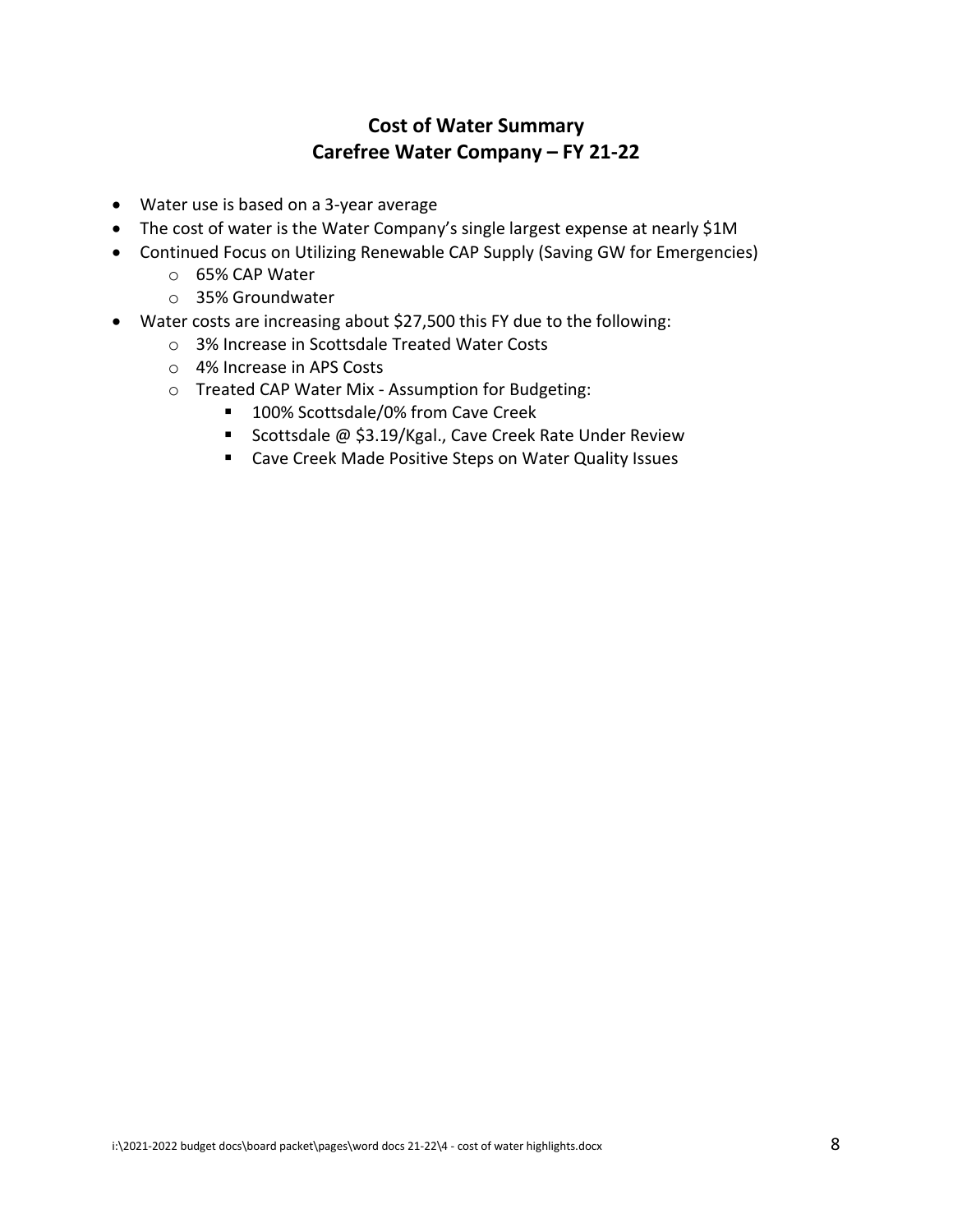# Cost of Water Summary
# Carefree Water Company – FY 21-22

- Water use is based on a 3-year average
- The cost of water is the Water Company's single largest expense at nearly $1M
- Continued Focus on Utilizing Renewable CAP Supply (Saving GW for Emergencies)
  - 65% CAP Water
  - 35% Groundwater
- Water costs are increasing about $27,500 this FY due to the following:
  - 3% Increase in Scottsdale Treated Water Costs
  - 4% Increase in APS Costs
  - Treated CAP Water Mix - Assumption for Budgeting:
    - 100% Scottsdale/0% from Cave Creek
    - Scottsdale @ $3.19/Kgal., Cave Creek Rate Under Review
    - Cave Creek Made Positive Steps on Water Quality Issues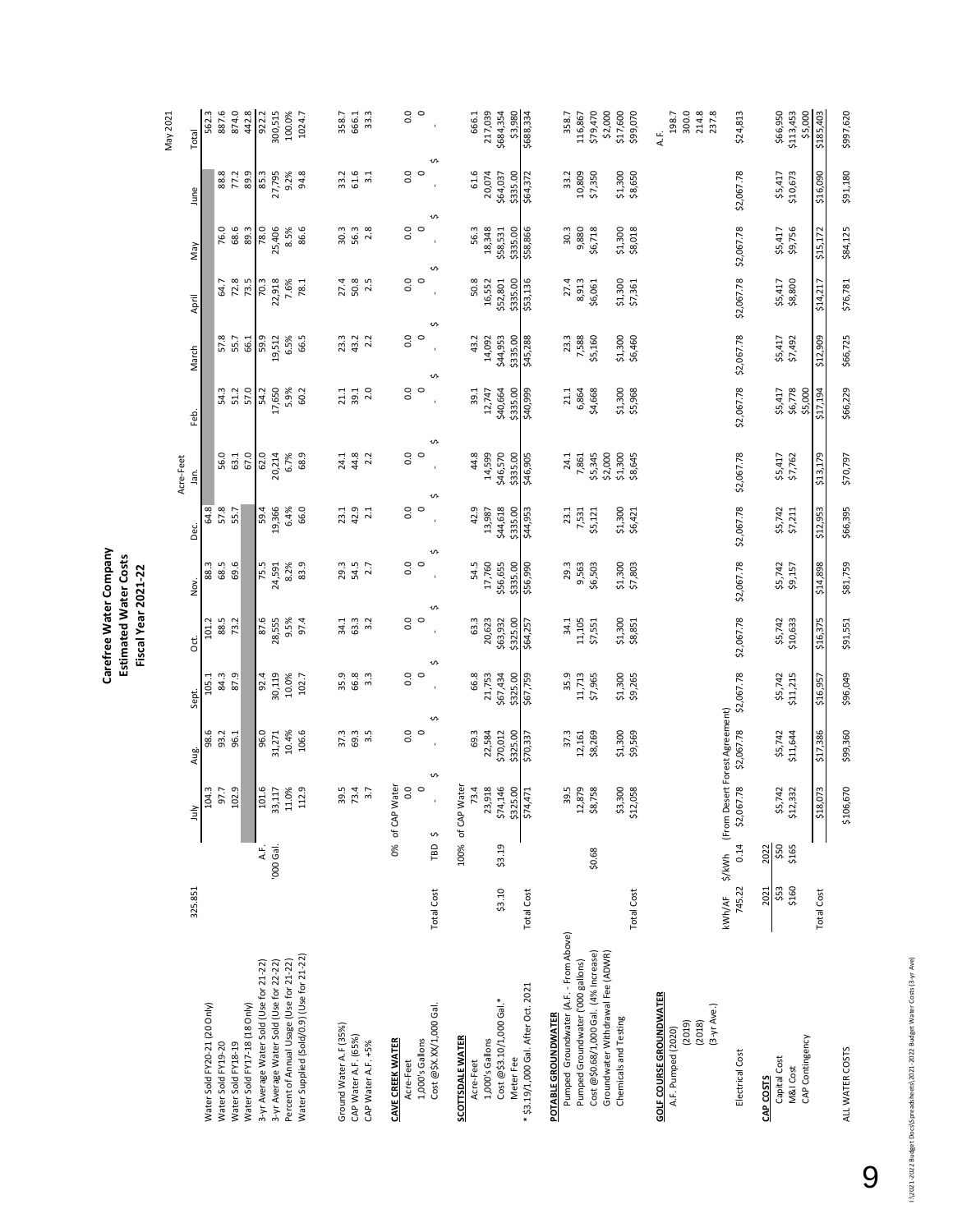# Carefree Water Company
## Estimated Water Costs
## Fiscal Year 2021-22

May 2021

| | | | Acre-Feet | | | | | | | | | | | | |
|---|---|---|---|---|---|---|---|---|---|---|---|---|---|---|---|
| | 325.851 | | July | Aug. | Sept. | Oct. | Nov. | Dec. | Jan. | Feb. | March | April | May | June | Total |
| Water Sold FY20-21 (20 Only) | | | 104.3 | 98.6 | 105.1 | 101.2 | 88.3 | 64.8 | | | | | | | 562.3 |
| Water Sold FY19-20 | | | 97.7 | 93.2 | 84.3 | 88.5 | 68.5 | 57.8 | 56.0 | 54.3 | 57.8 | 64.7 | 76.0 | 88.8 | 887.6 |
| Water Sold FY18-19 | | | 102.9 | 96.1 | 87.9 | 73.2 | 69.6 | 55.7 | 63.1 | 51.2 | 55.7 | 72.8 | 68.6 | 77.2 | 874.0 |
| Water Sold FY17-18 (18 Only) | | | | | | | | | 67.0 | 57.0 | 66.1 | 73.5 | 89.3 | 89.9 | 442.8 |
| 3-yr Average Water Sold (Use for 21-22) | | A.F. | 101.6 | 96.0 | 92.4 | 87.6 | 75.5 | 59.4 | 62.0 | 54.2 | 59.9 | 70.3 | 78.0 | 85.3 | 922.2 |
| 3-yr Average Water Sold (Use for 22-22) | | '000 Gal. | 33,117 | 31,271 | 30,119 | 28,555 | 24,591 | 19,366 | 20,214 | 17,650 | 19,512 | 22,918 | 25,406 | 27,795 | 300,515 |
| Percent of Annual Usage (Use for 21-22) | | | 11.0% | 10.4% | 10.0% | 9.5% | 8.2% | 6.4% | 6.7% | 5.9% | 6.5% | 7.6% | 8.5% | 9.2% | 100.0% |
| Water Supplied (Sold/0.9) (Use for 21-22) | | | 112.9 | 106.6 | 102.7 | 97.4 | 83.9 | 66.0 | 68.9 | 60.2 | 66.5 | 78.1 | 86.6 | 94.8 | 1024.7 |
| | | | | | | | | | | | | | | | |
| Ground Water A.F (35%) | | | 39.5 | 37.3 | 35.9 | 34.1 | 29.3 | 23.1 | 24.1 | 21.1 | 23.3 | 27.4 | 30.3 | 33.2 | 358.7 |
| CAP Water A.F. (65%) | | | 73.4 | 69.3 | 66.8 | 63.3 | 54.5 | 42.9 | 44.8 | 39.1 | 43.2 | 50.8 | 56.3 | 61.6 | 666.1 |
| CAP Water A.F. +5% | | | 3.7 | 3.5 | 3.3 | 3.2 | 2.7 | 2.1 | 2.2 | 2.0 | 2.2 | 2.5 | 2.8 | 3.1 | 33.3 |
| | | | | | | | | | | | | | | | |
| **CAVE CREEK WATER** | | 0% | of CAP Water | | | | | | | | | | | | |
| Acre-Feet | | | 0.0 | 0.0 | 0.0 | 0.0 | 0.0 | 0.0 | 0.0 | 0.0 | 0.0 | 0.0 | 0.0 | 0.0 | 0.0 |
| 1,000's Gallons | | | 0 | 0 | 0 | 0 | 0 | 0 | 0 | 0 | 0 | 0 | 0 | 0 | 0 |
| Cost @$X.XX/1,000 Gal. | Total Cost | TBD | $ - | $ - | $ - | $ - | $ - | $ - | $ - | $ - | $ - | $ - | $ - | $ - | $ - |
| | | | | | | | | | | | | | | | |
| **SCOTTSDALE WATER** | | 100% | of CAP Water | | | | | | | | | | | | |
| Acre-Feet | | | 73.4 | 69.3 | 66.8 | 63.3 | 54.5 | 42.9 | 44.8 | 39.1 | 43.2 | 50.8 | 56.3 | 61.6 | 666.1 |
| 1,000's Gallons | | | 23,918 | 22,584 | 21,753 | 20,623 | 17,760 | 13,987 | 14,599 | 12,747 | 14,092 | 16,552 | 18,348 | 20,074 | 217,039 |
| Cost @$3.10/1,000 Gal.* | $3.10 | $3.19 | $74,146 | $70,012 | $67,434 | $63,932 | $56,655 | $44,618 | $46,570 | $40,664 | $44,953 | $52,801 | $58,531 | $64,037 | $684,354 |
| Meter Fee | | | $325.00 | $325.00 | $325.00 | $325.00 | $335.00 | $335.00 | $335.00 | $335.00 | $335.00 | $335.00 | $335.00 | $335.00 | $3,980 |
| * $3.19/1,000 Gal. After Oct. 2021 | Total Cost | | $74,471 | $70,337 | $67,759 | $64,257 | $56,990 | $44,953 | $46,905 | $40,999 | $45,288 | $53,136 | $58,866 | $64,372 | $688,334 |
| | | | | | | | | | | | | | | | |
| **POTABLE GROUNDWATER** | | | | | | | | | | | | | | | |
| Pumped Groundwater (A.F. - From Above) | | | 39.5 | 37.3 | 35.9 | 34.1 | 29.3 | 23.1 | 24.1 | 21.1 | 23.3 | 27.4 | 30.3 | 33.2 | 358.7 |
| Pumped Groundwater ('000 gallons) | | | 12,879 | 12,161 | 11,713 | 11,105 | 9,563 | 7,531 | 7,861 | 6,864 | 7,588 | 8,913 | 9,880 | 10,809 | 116,867 |
| Cost @$0.68/1,000 Gal. (4% Increase) | | $0.68 | $8,758 | $8,269 | $7,965 | $7,551 | $6,503 | $5,121 | $5,345 | $4,668 | $5,160 | $6,061 | $6,718 | $7,350 | $79,470 |
| Groundwater Withdrawal Fee (ADWR) | | | | | | | | | $2,000 | | | | | | $2,000 |
| Chemicals and Testing | | | $3,300 | $1,300 | $1,300 | $1,300 | $1,300 | $1,300 | $1,300 | $1,300 | $1,300 | $1,300 | $1,300 | $1,300 | $17,600 |
| | Total Cost | | $12,058 | $9,569 | $9,265 | $8,851 | $7,803 | $6,421 | $8,645 | $5,968 | $6,460 | $7,361 | $8,018 | $8,650 | $99,070 |
| | | | | | | | | | | | | | | | |
| **GOLF COURSE GROUNDWATER** | | | | | | | | | | | | | | | A.F. |
| A.F. Pumped (2020) | | | | | | | | | | | | | | | 198.7 |
| (2019) | | | | | | | | | | | | | | | 300.0 |
| (2018) | | | | | | | | | | | | | | | 214.8 |
| (3-yr Ave.) | | | | | | | | | | | | | | | 237.8 |
| | kWh/AF | $/KWh | (From Desert Forest Agreement) | | | | | | | | | | | | |
| | 745.22 | 0.14 | | | | | | | | | | | | | |
| Electrical Cost | | | $2,067.78 | $2,067.78 | $2,067.78 | $2,067.78 | $2,067.78 | $2,067.78 | $2,067.78 | $2,067.78 | $2,067.78 | $2,067.78 | $2,067.78 | $2,067.78 | $24,813 |
| | | | | | | | | | | | | | | | |
| **CAP COSTS** | 2021 | 2022 | | | | | | | | | | | | | |
| Capital Cost | $53 | $50 | $5,742 | $5,742 | $5,742 | $5,742 | $5,742 | $5,742 | $5,417 | $5,417 | $5,417 | $5,417 | $5,417 | $5,417 | $66,950 |
| M&I Cost | $160 | $165 | $12,332 | $11,644 | $11,215 | $10,633 | $9,157 | $7,211 | $7,762 | $6,778 | $7,492 | $8,800 | $9,756 | $10,673 | $113,453 |
| CAP Contingency | | | | | | | | | | $5,000 | | | | | $5,000 |
| | Total Cost | | $18,073 | $17,386 | $16,957 | $16,375 | $14,898 | $12,953 | $13,179 | $17,194 | $12,909 | $14,217 | $15,172 | $16,090 | $185,403 |
| | | | | | | | | | | | | | | | |
| ALL WATER COSTS | | | $106,670 | $99,360 | $96,049 | $91,551 | $81,759 | $66,395 | $70,797 | $66,229 | $66,725 | $76,781 | $84,125 | $91,180 | $997,620 |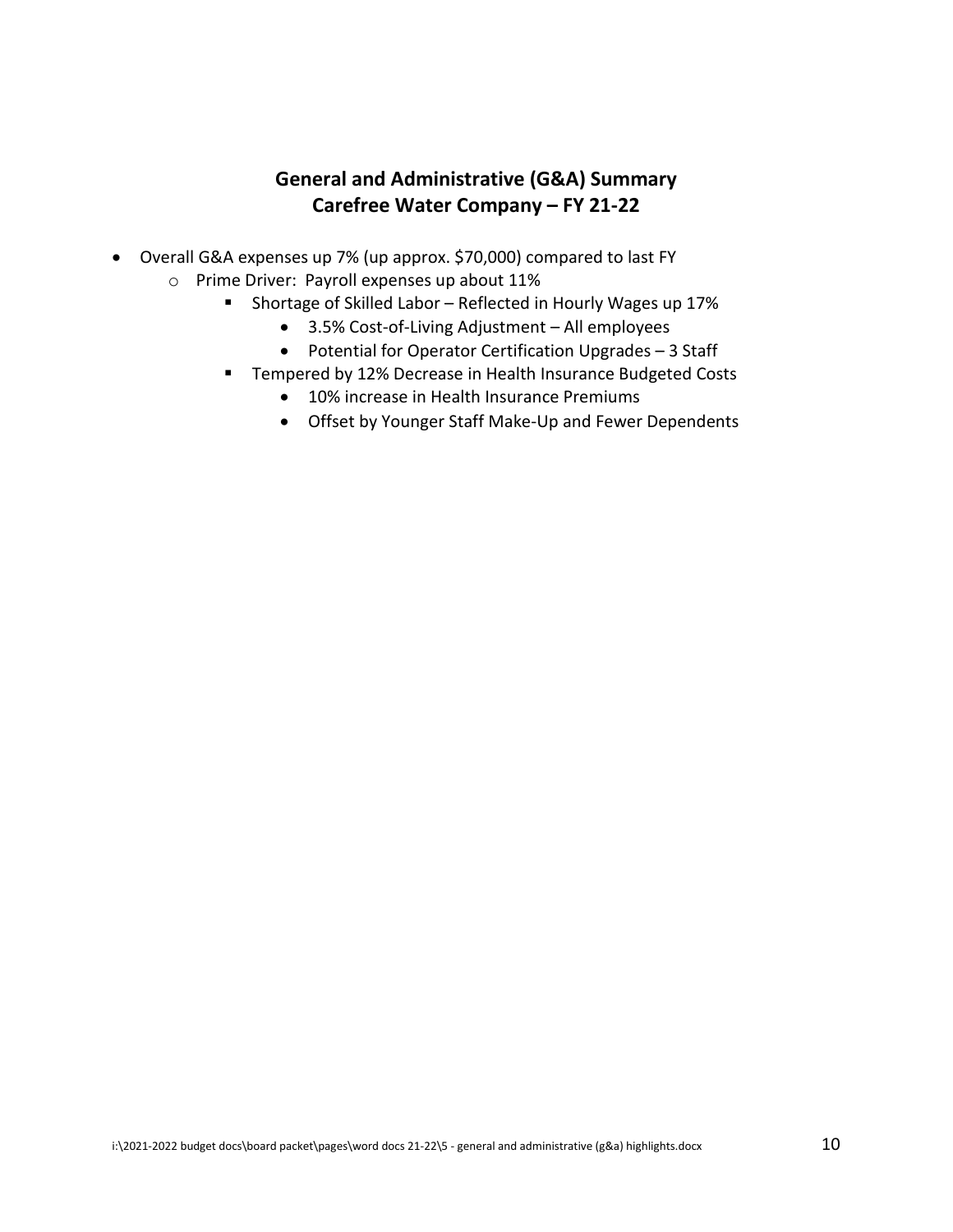## General and Administrative (G&A) Summary
## Carefree Water Company – FY 21-22

- Overall G&A expenses up 7% (up approx. $70,000) compared to last FY
  - Prime Driver: Payroll expenses up about 11%
    - Shortage of Skilled Labor – Reflected in Hourly Wages up 17%
      - 3.5% Cost-of-Living Adjustment – All employees
      - Potential for Operator Certification Upgrades – 3 Staff
    - Tempered by 12% Decrease in Health Insurance Budgeted Costs
      - 10% increase in Health Insurance Premiums
      - Offset by Younger Staff Make-Up and Fewer Dependents

i:\2021-2022 budget docs\board packet\pages\word docs 21-22\5 - general and administrative (g&a) highlights.docx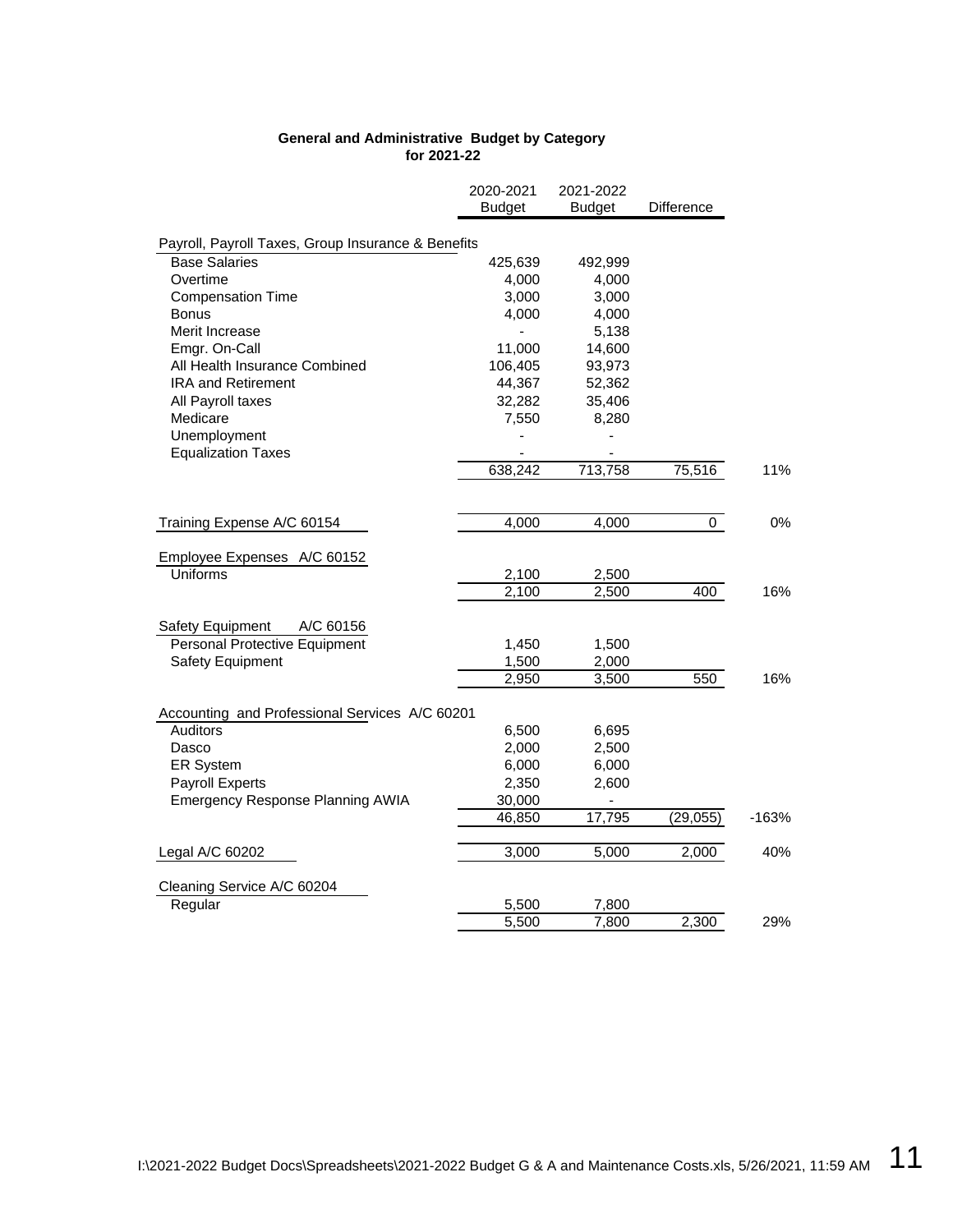**General and Administrative Budget by Category**
**for 2021-22**

| | 2020-2021 Budget | 2021-2022 Budget | Difference | |
|---|---|---|---|---|
| Payroll, Payroll Taxes, Group Insurance & Benefits | | | | |
| Base Salaries | 425,639 | 492,999 | | |
| Overtime | 4,000 | 4,000 | | |
| Compensation Time | 3,000 | 3,000 | | |
| Bonus | 4,000 | 4,000 | | |
| Merit Increase | - | 5,138 | | |
| Emgr. On-Call | 11,000 | 14,600 | | |
| All Health Insurance Combined | 106,405 | 93,973 | | |
| IRA and Retirement | 44,367 | 52,362 | | |
| All Payroll taxes | 32,282 | 35,406 | | |
| Medicare | 7,550 | 8,280 | | |
| Unemployment | - | - | | |
| Equalization Taxes | - | - | | |
| | 638,242 | 713,758 | 75,516 | 11% |
| Training Expense A/C 60154 | 4,000 | 4,000 | 0 | 0% |
| Employee Expenses A/C 60152 | | | | |
| Uniforms | 2,100 | 2,500 | | |
| | 2,100 | 2,500 | 400 | 16% |
| Safety Equipment A/C 60156 | | | | |
| Personal Protective Equipment | 1,450 | 1,500 | | |
| Safety Equipment | 1,500 | 2,000 | | |
| | 2,950 | 3,500 | 550 | 16% |
| Accounting and Professional Services A/C 60201 | | | | |
| Auditors | 6,500 | 6,695 | | |
| Dasco | 2,000 | 2,500 | | |
| ER System | 6,000 | 6,000 | | |
| Payroll Experts | 2,350 | 2,600 | | |
| Emergency Response Planning AWIA | 30,000 | - | | |
| | 46,850 | 17,795 | (29,055) | -163% |
| Legal A/C 60202 | 3,000 | 5,000 | 2,000 | 40% |
| Cleaning Service A/C 60204 | | | | |
| Regular | 5,500 | 7,800 | | |
| | 5,500 | 7,800 | 2,300 | 29% |

I:\2021-2022 Budget Docs\Spreadsheets\2021-2022 Budget G & A and Maintenance Costs.xls, 5/26/2021, 11:59 AM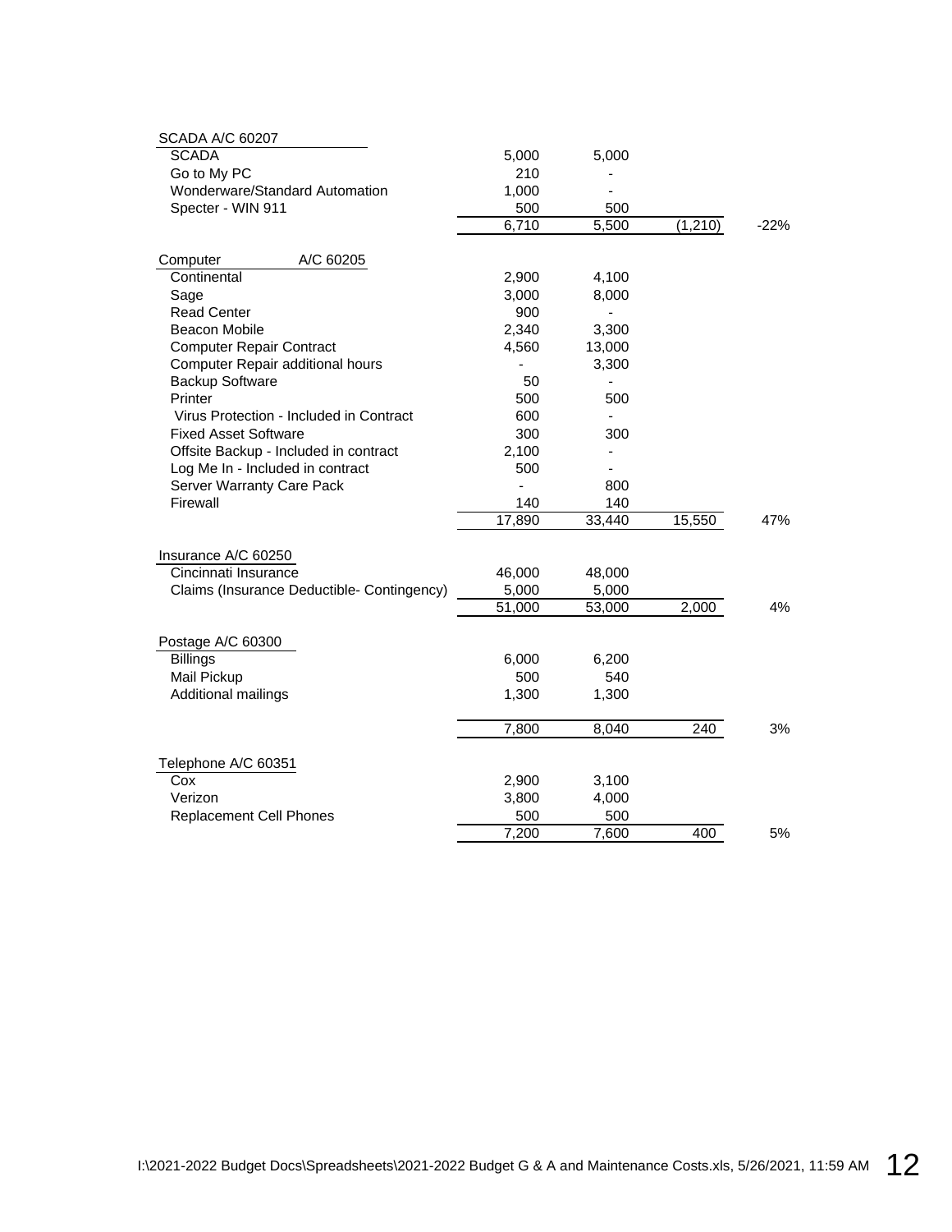| SCADA A/C 60207 | | | | |
|---|---|---|---|---|
| SCADA | 5,000 | 5,000 | | |
| Go to My PC | 210 | - | | |
| Wonderware/Standard Automation | 1,000 | - | | |
| Specter - WIN 911 | 500 | 500 | | |
| | 6,710 | 5,500 | (1,210) | -22% |

| Computer A/C 60205 | | | | |
|---|---|---|---|---|
| Continental | 2,900 | 4,100 | | |
| Sage | 3,000 | 8,000 | | |
| Read Center | 900 | - | | |
| Beacon Mobile | 2,340 | 3,300 | | |
| Computer Repair Contract | 4,560 | 13,000 | | |
| Computer Repair additional hours | - | 3,300 | | |
| Backup Software | 50 | - | | |
| Printer | 500 | 500 | | |
| Virus Protection - Included in Contract | 600 | - | | |
| Fixed Asset Software | 300 | 300 | | |
| Offsite Backup - Included in contract | 2,100 | - | | |
| Log Me In - Included in contract | 500 | - | | |
| Server Warranty Care Pack | - | 800 | | |
| Firewall | 140 | 140 | | |
| | 17,890 | 33,440 | 15,550 | 47% |

| Insurance A/C 60250 | | | | |
|---|---|---|---|---|
| Cincinnati Insurance | 46,000 | 48,000 | | |
| Claims (Insurance Deductible- Contingency) | 5,000 | 5,000 | | |
| | 51,000 | 53,000 | 2,000 | 4% |

| Postage A/C 60300 | | | | |
|---|---|---|---|---|
| Billings | 6,000 | 6,200 | | |
| Mail Pickup | 500 | 540 | | |
| Additional mailings | 1,300 | 1,300 | | |
| | 7,800 | 8,040 | 240 | 3% |

| Telephone A/C 60351 | | | | |
|---|---|---|---|---|
| Cox | 2,900 | 3,100 | | |
| Verizon | 3,800 | 4,000 | | |
| Replacement Cell Phones | 500 | 500 | | |
| | 7,200 | 7,600 | 400 | 5% |

I:\2021-2022 Budget Docs\Spreadsheets\2021-2022 Budget G & A and Maintenance Costs.xls, 5/26/2021, 11:59 AM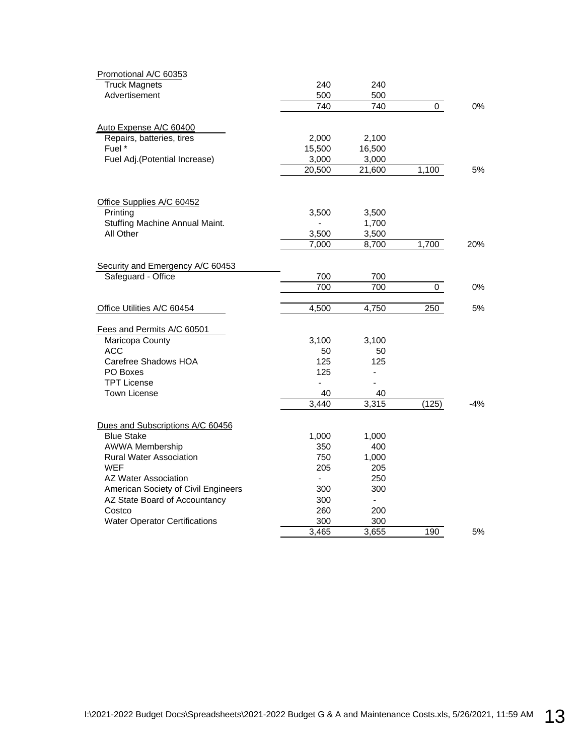| | | | | |
|---|---|---|---|---|
| Promotional A/C 60353 | | | | |
| Truck Magnets | 240 | 240 | | |
| Advertisement | 500 | 500 | | |
| | 740 | 740 | 0 | 0% |
| | | | | |
| Auto Expense A/C 60400 | | | | |
| Repairs, batteries, tires | 2,000 | 2,100 | | |
| Fuel * | 15,500 | 16,500 | | |
| Fuel Adj.(Potential Increase) | 3,000 | 3,000 | | |
| | 20,500 | 21,600 | 1,100 | 5% |
| | | | | |
| Office Supplies A/C 60452 | | | | |
| Printing | 3,500 | 3,500 | | |
| Stuffing Machine Annual Maint. | - | 1,700 | | |
| All Other | 3,500 | 3,500 | | |
| | 7,000 | 8,700 | 1,700 | 20% |
| | | | | |
| Security and Emergency A/C 60453 | | | | |
| Safeguard - Office | 700 | 700 | | |
| | 700 | 700 | 0 | 0% |
| | | | | |
| Office Utilities A/C 60454 | 4,500 | 4,750 | 250 | 5% |
| | | | | |
| Fees and Permits A/C 60501 | | | | |
| Maricopa County | 3,100 | 3,100 | | |
| ACC | 50 | 50 | | |
| Carefree Shadows HOA | 125 | 125 | | |
| PO Boxes | 125 | - | | |
| TPT License | - | - | | |
| Town License | 40 | 40 | | |
| | 3,440 | 3,315 | (125) | -4% |
| | | | | |
| Dues and Subscriptions A/C 60456 | | | | |
| Blue Stake | 1,000 | 1,000 | | |
| AWWA Membership | 350 | 400 | | |
| Rural Water Association | 750 | 1,000 | | |
| WEF | 205 | 205 | | |
| AZ Water Association | - | 250 | | |
| American Society of Civil Engineers | 300 | 300 | | |
| AZ State Board of Accountancy | 300 | - | | |
| Costco | 260 | 200 | | |
| Water Operator Certifications | 300 | 300 | | |
| | 3,465 | 3,655 | 190 | 5% |

I:\2021-2022 Budget Docs\Spreadsheets\2021-2022 Budget G & A and Maintenance Costs.xls, 5/26/2021, 11:59 AM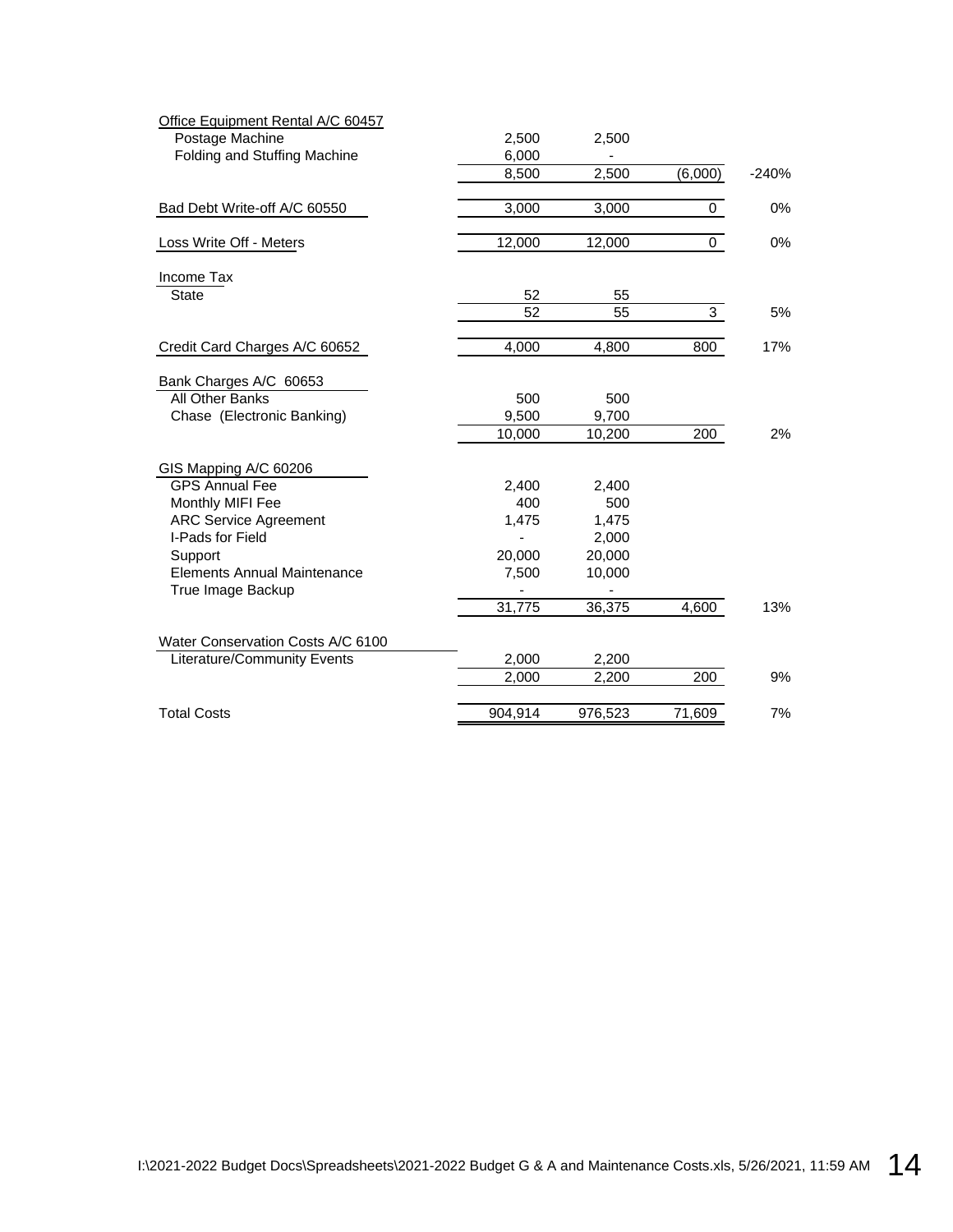| | | | | |
|---|---|---|---|---|
| Office Equipment Rental A/C 60457 | | | | |
| Postage Machine | 2,500 | 2,500 | | |
| Folding and Stuffing Machine | 6,000 | - | | |
| | 8,500 | 2,500 | (6,000) | -240% |
| Bad Debt Write-off A/C 60550 | 3,000 | 3,000 | 0 | 0% |
| Loss Write Off - Meters | 12,000 | 12,000 | 0 | 0% |
| Income Tax | | | | |
| State | 52 | 55 | | |
| | 52 | 55 | 3 | 5% |
| Credit Card Charges A/C 60652 | 4,000 | 4,800 | 800 | 17% |
| Bank Charges A/C 60653 | | | | |
| All Other Banks | 500 | 500 | | |
| Chase (Electronic Banking) | 9,500 | 9,700 | | |
| | 10,000 | 10,200 | 200 | 2% |
| GIS Mapping A/C 60206 | | | | |
| GPS Annual Fee | 2,400 | 2,400 | | |
| Monthly MIFI Fee | 400 | 500 | | |
| ARC Service Agreement | 1,475 | 1,475 | | |
| I-Pads for Field | - | 2,000 | | |
| Support | 20,000 | 20,000 | | |
| Elements Annual Maintenance | 7,500 | 10,000 | | |
| True Image Backup | - | - | | |
| | 31,775 | 36,375 | 4,600 | 13% |
| Water Conservation Costs A/C 6100 | | | | |
| Literature/Community Events | 2,000 | 2,200 | | |
| | 2,000 | 2,200 | 200 | 9% |
| Total Costs | 904,914 | 976,523 | 71,609 | 7% |

I:\2021-2022 Budget Docs\Spreadsheets\2021-2022 Budget G & A and Maintenance Costs.xls, 5/26/2021, 11:59 AM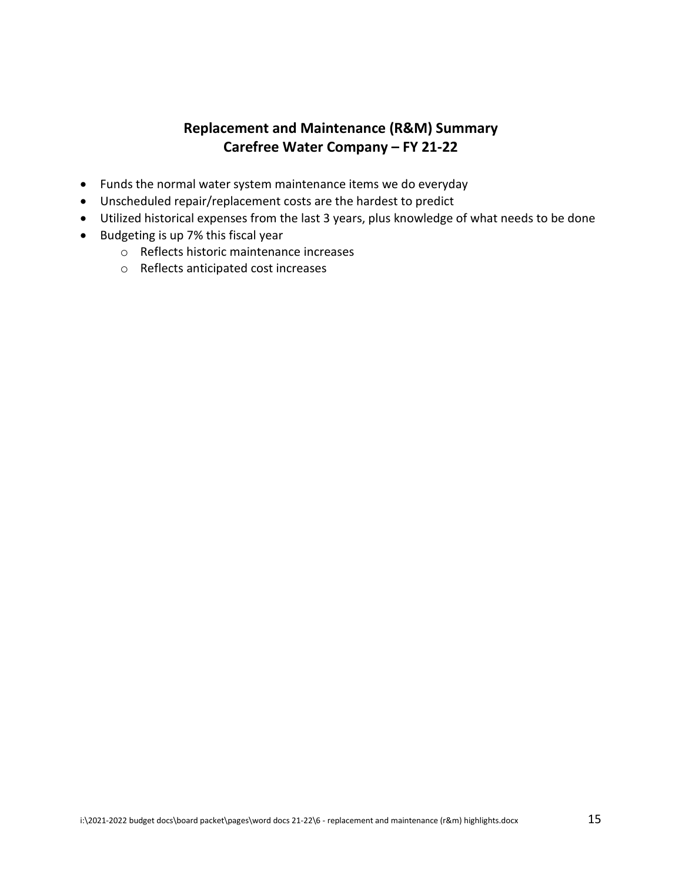# Replacement and Maintenance (R&M) Summary
# Carefree Water Company – FY 21-22

- Funds the normal water system maintenance items we do everyday
- Unscheduled repair/replacement costs are the hardest to predict
- Utilized historical expenses from the last 3 years, plus knowledge of what needs to be done
- Budgeting is up 7% this fiscal year
  - Reflects historic maintenance increases
  - Reflects anticipated cost increases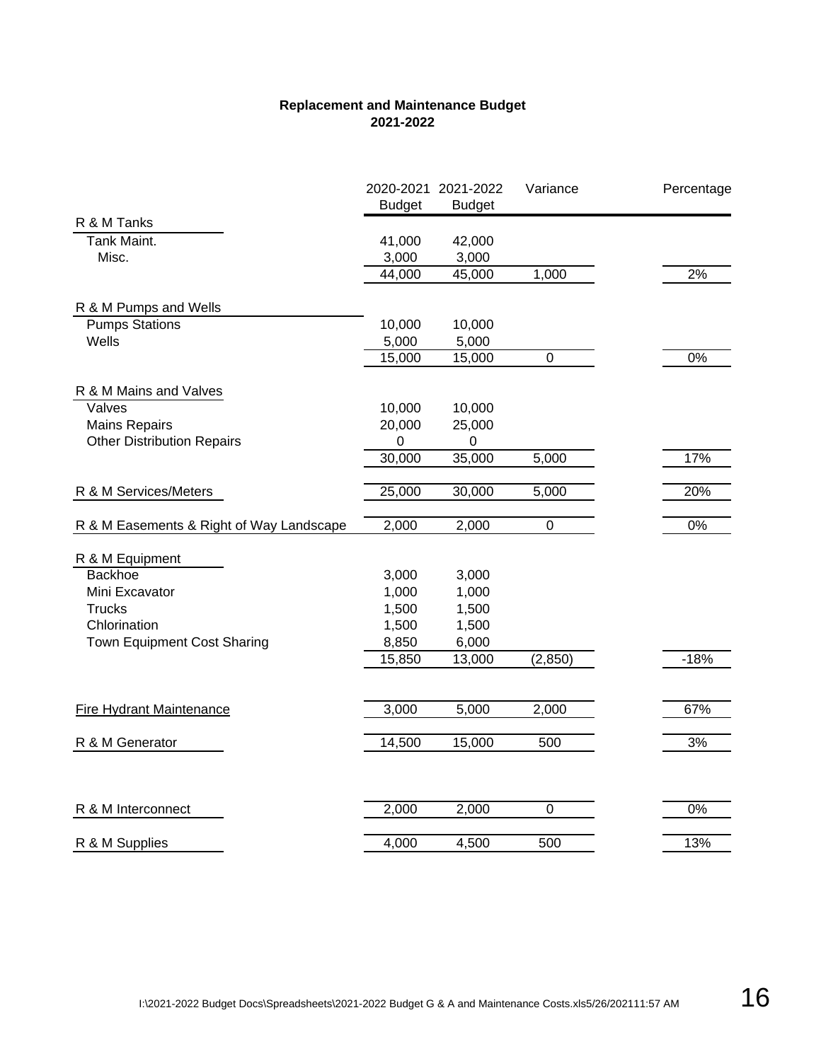**Replacement and Maintenance Budget**
**2021-2022**

| | 2020-2021 Budget | 2021-2022 Budget | Variance | Percentage |
|---|---|---|---|---|
| R & M Tanks | | | | |
| Tank Maint. | 41,000 | 42,000 | | |
| Misc. | 3,000 | 3,000 | | |
| | 44,000 | 45,000 | 1,000 | 2% |
| R & M Pumps and Wells | | | | |
| Pumps Stations | 10,000 | 10,000 | | |
| Wells | 5,000 | 5,000 | | |
| | 15,000 | 15,000 | 0 | 0% |
| R & M Mains and Valves | | | | |
| Valves | 10,000 | 10,000 | | |
| Mains Repairs | 20,000 | 25,000 | | |
| Other Distribution Repairs | 0 | 0 | | |
| | 30,000 | 35,000 | 5,000 | 17% |
| R & M Services/Meters | 25,000 | 30,000 | 5,000 | 20% |
| R & M Easements & Right of Way Landscape | 2,000 | 2,000 | 0 | 0% |
| R & M Equipment | | | | |
| Backhoe | 3,000 | 3,000 | | |
| Mini Excavator | 1,000 | 1,000 | | |
| Trucks | 1,500 | 1,500 | | |
| Chlorination | 1,500 | 1,500 | | |
| Town Equipment Cost Sharing | 8,850 | 6,000 | | |
| | 15,850 | 13,000 | (2,850) | -18% |
| Fire Hydrant Maintenance | 3,000 | 5,000 | 2,000 | 67% |
| R & M Generator | 14,500 | 15,000 | 500 | 3% |
| R & M Interconnect | 2,000 | 2,000 | 0 | 0% |
| R & M Supplies | 4,000 | 4,500 | 500 | 13% |

I:\2021-2022 Budget Docs\Spreadsheets\2021-2022 Budget G & A and Maintenance Costs.xls5/26/202111:57 AM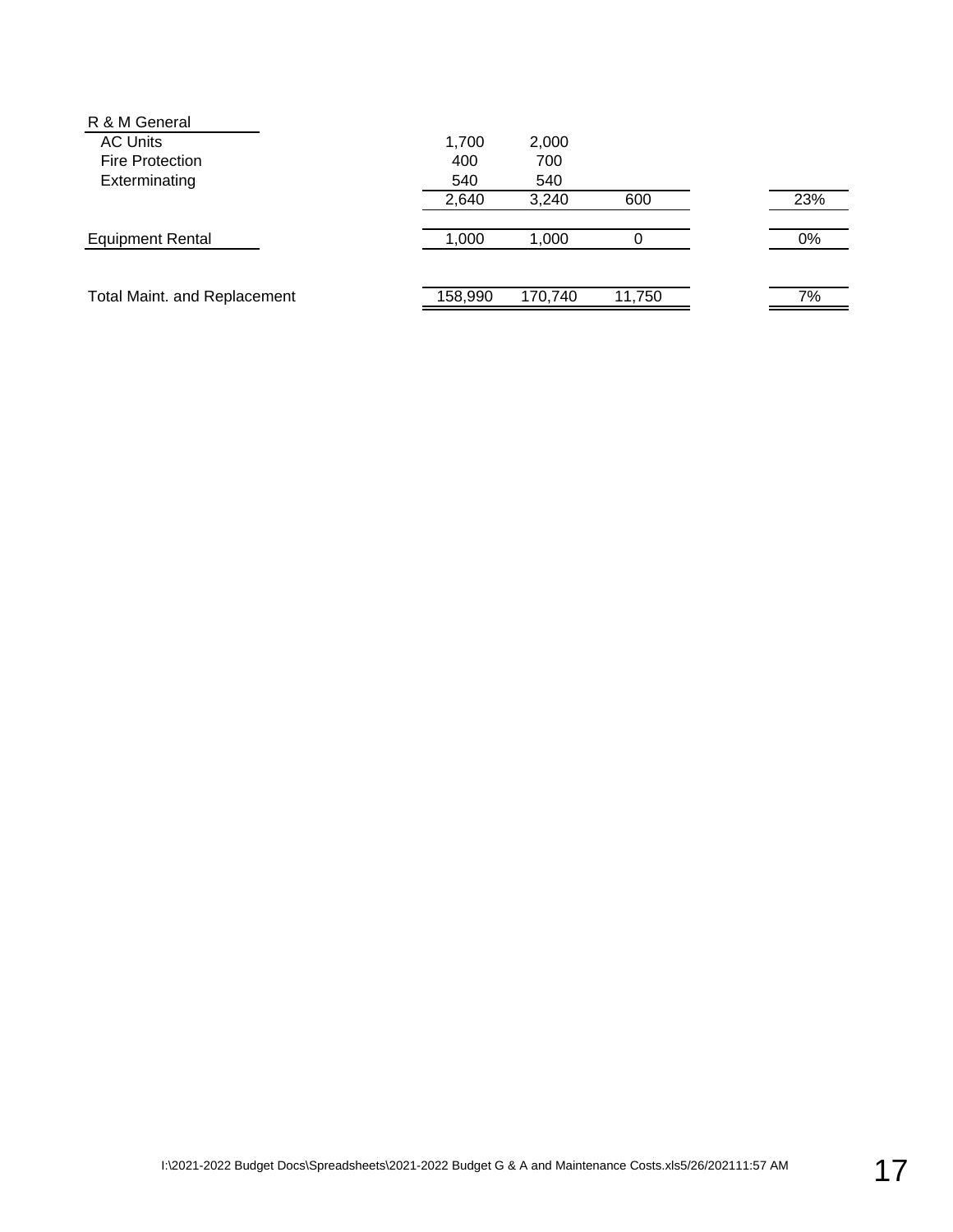| | | | | |
|---|---|---|---|---|
| R & M General | | | | |
| AC Units | 1,700 | 2,000 | | |
| Fire Protection | 400 | 700 | | |
| Exterminating | 540 | 540 | | |
| | 2,640 | 3,240 | 600 | 23% |
| Equipment Rental | 1,000 | 1,000 | 0 | 0% |
| Total Maint. and Replacement | 158,990 | 170,740 | 11,750 | 7% |

I:\2021-2022 Budget Docs\Spreadsheets\2021-2022 Budget G & A and Maintenance Costs.xls5/26/202111:57 AM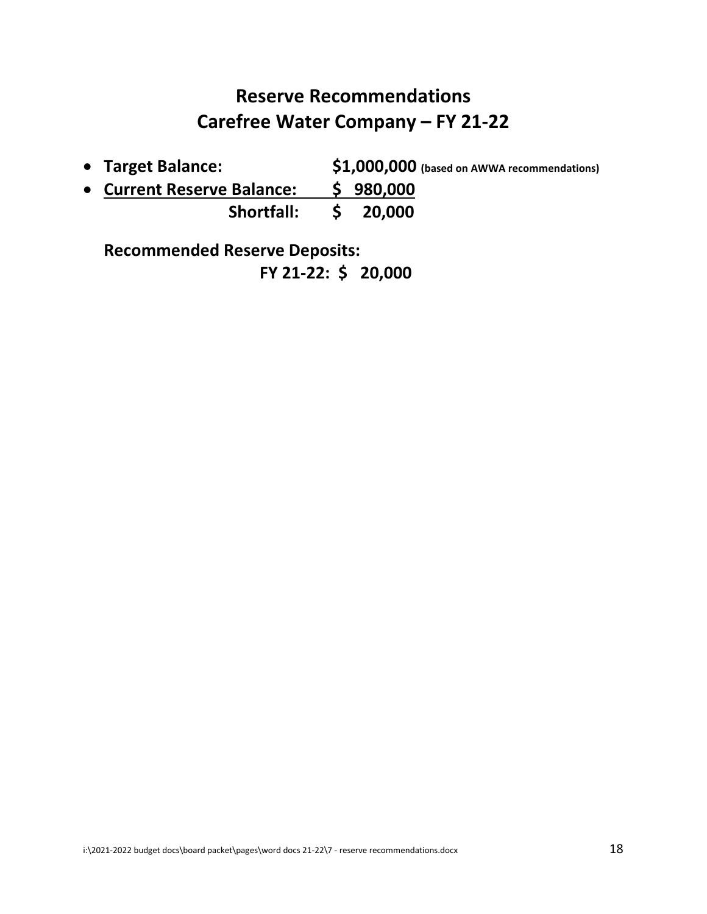# Reserve Recommendations
# Carefree Water Company – FY 21-22

- **Target Balance:** **$1,000,000** **(based on AWWA recommendations)**
- **Current Reserve Balance:** **$ 980,000**

**Shortfall:** **$ 20,000**

**Recommended Reserve Deposits:**

**FY 21-22: $ 20,000**

i:\2021-2022 budget docs\board packet\pages\word docs 21-22\7 - reserve recommendations.docx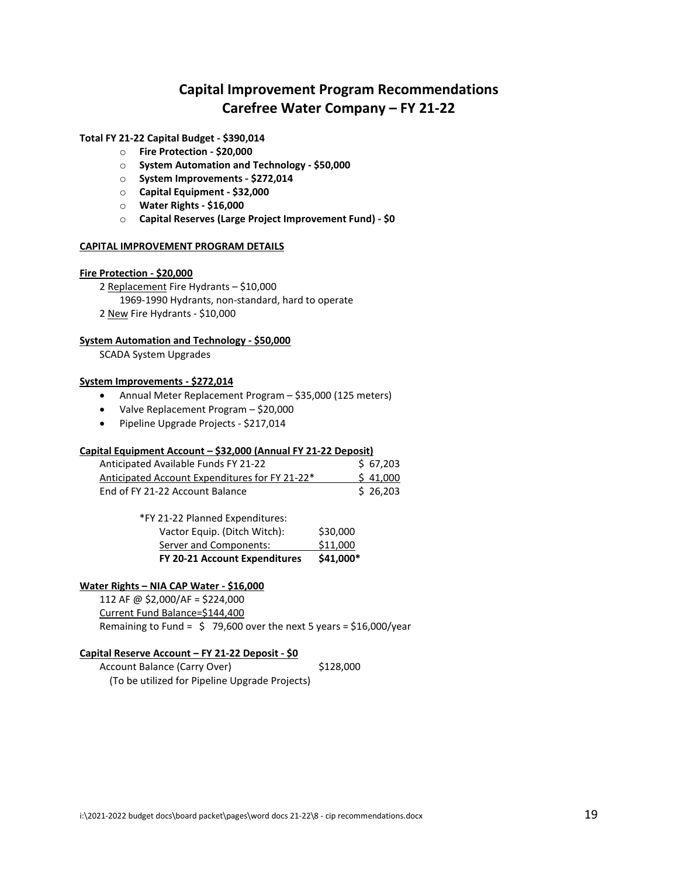# Capital Improvement Program Recommendations
# Carefree Water Company – FY 21-22

**Total FY 21-22 Capital Budget - $390,014**

- **Fire Protection - $20,000**
- **System Automation and Technology - $50,000**
- **System Improvements - $272,014**
- **Capital Equipment - $32,000**
- **Water Rights - $16,000**
- **Capital Reserves (Large Project Improvement Fund) - $0**

**CAPITAL IMPROVEMENT PROGRAM DETAILS**

**Fire Protection - $20,000**

2 Replacement Fire Hydrants – $10,000
1969-1990 Hydrants, non-standard, hard to operate
2 New Fire Hydrants - $10,000

**System Automation and Technology - $50,000**

SCADA System Upgrades

**System Improvements - $272,014**

- Annual Meter Replacement Program – $35,000 (125 meters)
- Valve Replacement Program – $20,000
- Pipeline Upgrade Projects - $217,014

**Capital Equipment Account – $32,000 (Annual FY 21-22 Deposit)**

| | |
|---|---|
| Anticipated Available Funds FY 21-22 | $ 67,203 |
| Anticipated Account Expenditures for FY 21-22* | $ 41,000 |
| End of FY 21-22 Account Balance | $ 26,203 |

*FY 21-22 Planned Expenditures:

| | |
|---|---|
| Vactor Equip. (Ditch Witch): | $30,000 |
| Server and Components: | $11,000 |
| **FY 20-21 Account Expenditures** | **$41,000*** |

**Water Rights – NIA CAP Water - $16,000**

112 AF @ $2,000/AF = $224,000
Current Fund Balance=$144,400
Remaining to Fund = $ 79,600 over the next 5 years = $16,000/year

**Capital Reserve Account – FY 21-22 Deposit - $0**

Account Balance (Carry Over) $128,000
(To be utilized for Pipeline Upgrade Projects)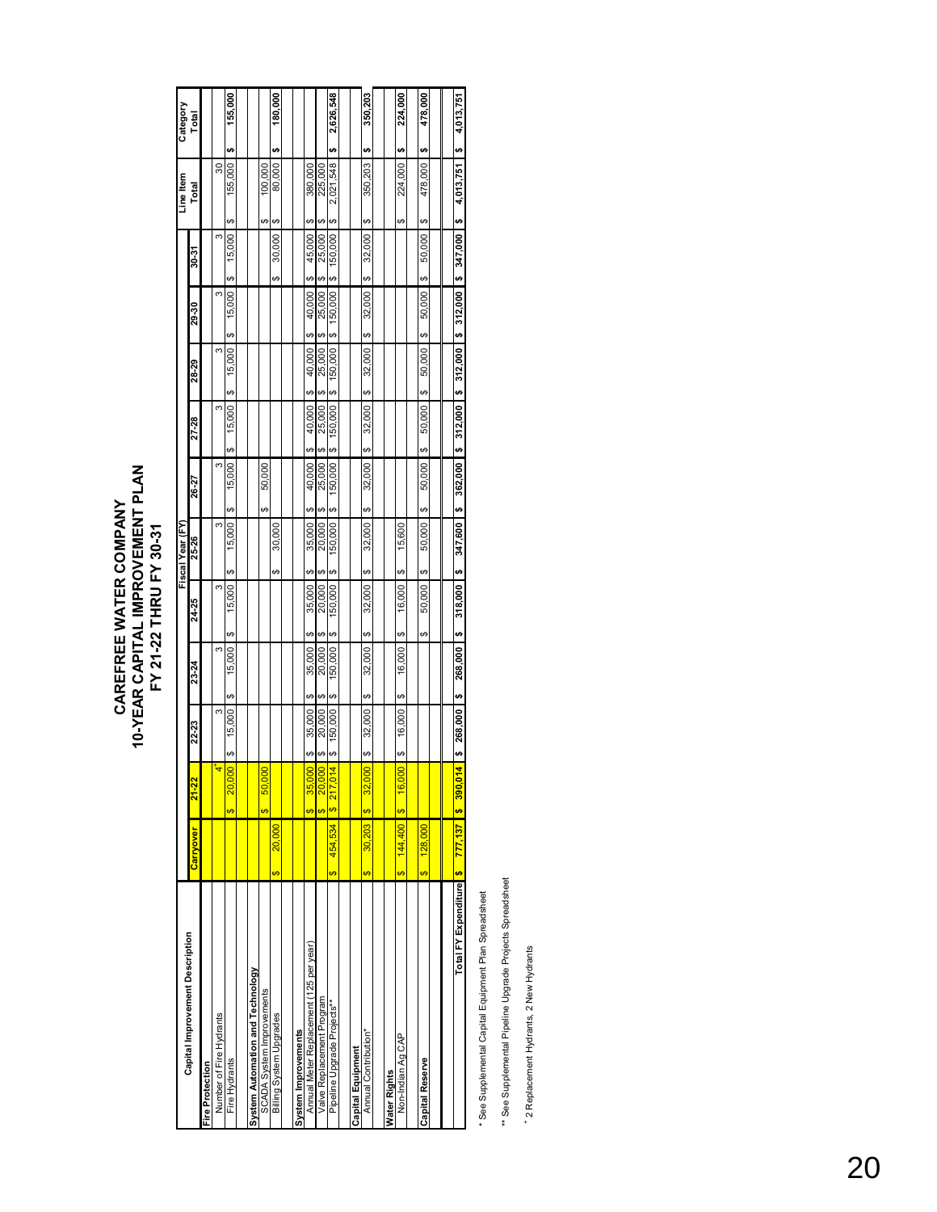# CAREFREE WATER COMPANY
## 10-YEAR CAPITAL IMPROVEMENT PLAN
### FY 21-22 THRU FY 30-31

| Capital Improvement Description | Carryover | 21-22 | 22-23 | 23-24 | 24-25 | 25-26 | 26-27 | 27-28 | 28-29 | 29-30 | 30-31 | Line Item Total | Category Total |
|---|---|---|---|---|---|---|---|---|---|---|---|---|---|
| | | Fiscal Year (FY) | | | | | | | | | | | |
| **Fire Protection** | | | | | | | | | | | | | |
| Number of Fire Hydrants | | 4+ | 3 | 3 | 3 | 3 | 3 | 3 | 3 | 3 | 3 | 30 | |
| Fire Hydrants | | $ 20,000 | $ 15,000 | $ 15,000 | $ 15,000 | $ 15,000 | $ 15,000 | $ 15,000 | $ 15,000 | $ 15,000 | $ 15,000 | $ 155,000 | $ 155,000 |
| **System Automation and Technology** | | | | | | | | | | | | | |
| SCADA System Improvements | | $ 50,000 | | | | | $ 50,000 | | | | | $ 100,000 | |
| Billing System Upgrades | $ 20,000 | | | | | $ 30,000 | | | | | $ 30,000 | $ 80,000 | $ 180,000 |
| **System Improvements** | | | | | | | | | | | | | |
| Annual Meter Replacement (125 per year) | | $ 35,000 | $ 35,000 | $ 35,000 | $ 35,000 | $ 35,000 | $ 40,000 | $ 40,000 | $ 40,000 | $ 40,000 | $ 45,000 | $ 380,000 | |
| Valve Replacement Program | | $ 20,000 | $ 20,000 | $ 20,000 | $ 20,000 | $ 20,000 | $ 25,000 | $ 25,000 | $ 25,000 | $ 25,000 | $ 25,000 | $ 225,000 | |
| Pipeline Upgrade Projects** | $ 454,534 | $ 217,014 | $ 150,000 | $ 150,000 | $ 150,000 | $ 150,000 | $ 150,000 | $ 150,000 | $ 150,000 | $ 150,000 | $ 150,000 | $ 2,021,548 | $ 2,626,548 |
| **Capital Equipment** | | | | | | | | | | | | | |
| Annual Contribution* | $ 30,203 | $ 32,000 | $ 32,000 | $ 32,000 | $ 32,000 | $ 32,000 | $ 32,000 | $ 32,000 | $ 32,000 | $ 32,000 | $ 32,000 | $ 350,203 | $ 350,203 |
| **Water Rights** | | | | | | | | | | | | | |
| Non-Indian Ag CAP | $ 144,400 | $ 16,000 | $ 16,000 | $ 16,000 | $ 16,000 | $ 15,600 | | | | | | $ 224,000 | $ 224,000 |
| **Capital Reserve** | $ 128,000 | | | | $ 50,000 | $ 50,000 | $ 50,000 | $ 50,000 | $ 50,000 | $ 50,000 | $ 50,000 | $ 478,000 | $ 478,000 |
| **Total FY Expenditure** | $ 777,137 | $ 390,014 | $ 268,000 | $ 268,000 | $ 318,000 | $ 347,600 | $ 362,000 | $ 312,000 | $ 312,000 | $ 312,000 | $ 347,000 | $ 4,013,751 | $ 4,013,751 |

\* See Supplemental Capital Equipment Plan Spreadsheet

\*\* See Supplemental Pipeline Upgrade Projects Spreadsheet

\+ 2 Replacement Hydrants, 2 New Hydrants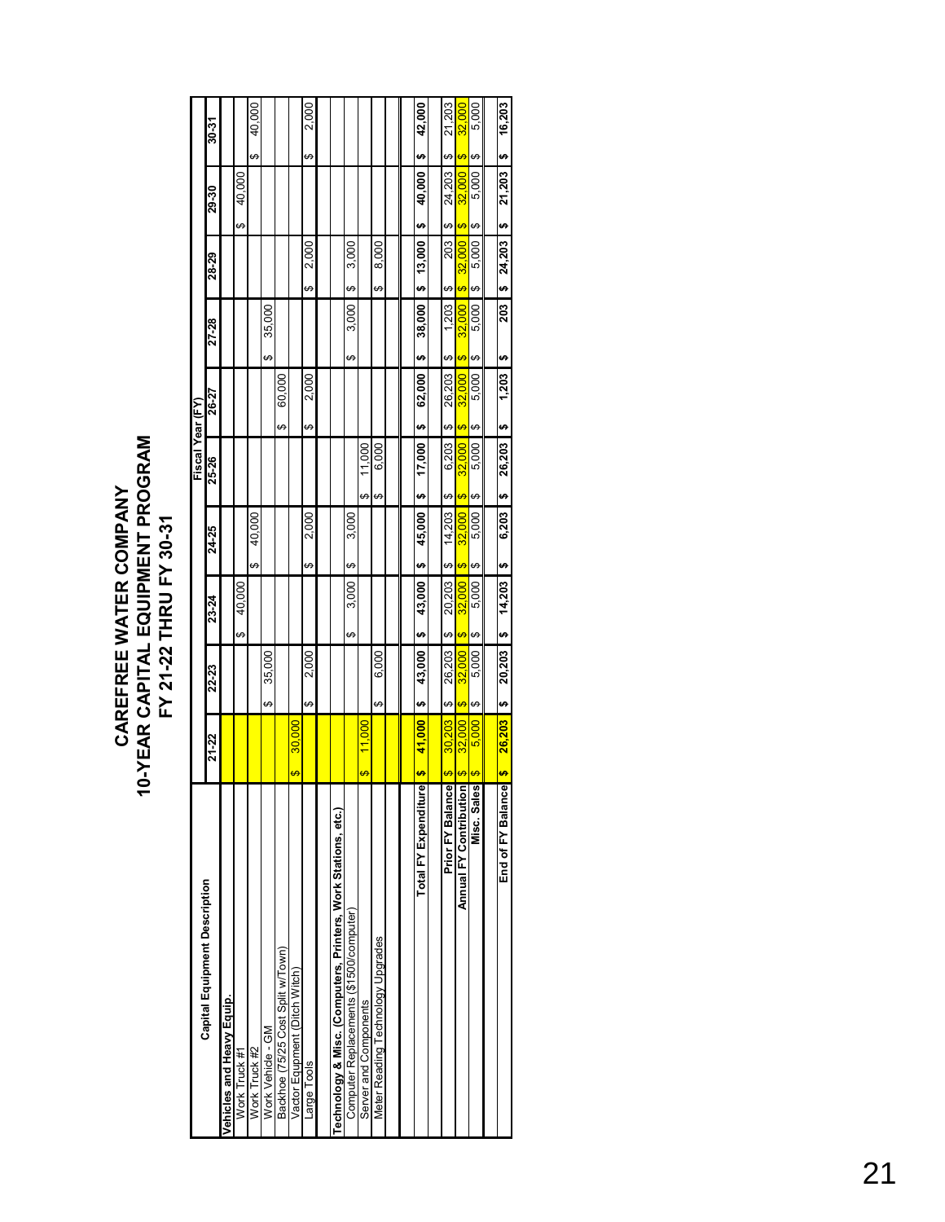# CAREFREE WATER COMPANY
# 10-YEAR CAPITAL EQUIPMENT PROGRAM
## FY 21-22 THRU FY 30-31

| Capital Equipment Description | Fiscal Year (FY) | | | | | | | | | |
|---|---|---|---|---|---|---|---|---|---|---|
| | 21-22 | 22-23 | 23-24 | 24-25 | 25-26 | 26-27 | 27-28 | 28-29 | 29-30 | 30-31 |
| **Vehicles and Heavy Equip.** | | | | | | | | | | |
| Work Truck #1 | | | $ 40,000 | | | | | | $ 40,000 | |
| Work Truck #2 | | | | $ 40,000 | | | | | | $ 40,000 |
| Work Vehicle - GM | | $ 35,000 | | | | | $ 35,000 | | | |
| Backhoe (75/25 Cost Split w/Town) | | | | | | $ 60,000 | | | | |
| Vactor Equipment (Ditch Witch) | $ 30,000 | | | | | | | | | |
| Large Tools | | $ 2,000 | | $ 2,000 | | $ 2,000 | | $ 2,000 | | $ 2,000 |
| | | | | | | | | | | |
| **Technology & Misc. (Computers, Printers, Work Stations, etc.)** | | | | | | | | | | |
| Computer Replacements ($1500/computer) | | | $ 3,000 | $ 3,000 | | | $ 3,000 | $ 3,000 | | |
| Server and Components | $ 11,000 | | | | $ 11,000 | | | | | |
| Meter Reading Technology Upgrades | | $ 6,000 | | | $ 6,000 | | | $ 8,000 | | |
| | | | | | | | | | | |
| **Total FY Expenditure** | **$ 41,000** | **$ 43,000** | **$ 43,000** | **$ 45,000** | **$ 17,000** | **$ 62,000** | **$ 38,000** | **$ 13,000** | **$ 40,000** | **$ 42,000** |
| | | | | | | | | | | |
| **Prior FY Balance** | $ 30,203 | $ 26,203 | $ 20,203 | $ 14,203 | $ 6,203 | $ 26,203 | $ 1,203 | $ 203 | $ 24,203 | $ 21,203 |
| **Annual FY Contribution** | $ 32,000 | $ 32,000 | $ 32,000 | $ 32,000 | $ 32,000 | $ 32,000 | $ 32,000 | $ 32,000 | $ 32,000 | $ 32,000 |
| **Misc. Sales** | $ 5,000 | $ 5,000 | $ 5,000 | $ 5,000 | $ 5,000 | $ 5,000 | $ 5,000 | $ 5,000 | $ 5,000 | $ 5,000 |
| | | | | | | | | | | |
| **End of FY Balance** | **$ 26,203** | **$ 20,203** | **$ 14,203** | **$ 6,203** | **$ 26,203** | **$ 1,203** | **$ 203** | **$ 24,203** | **$ 21,203** | **$ 16,203** |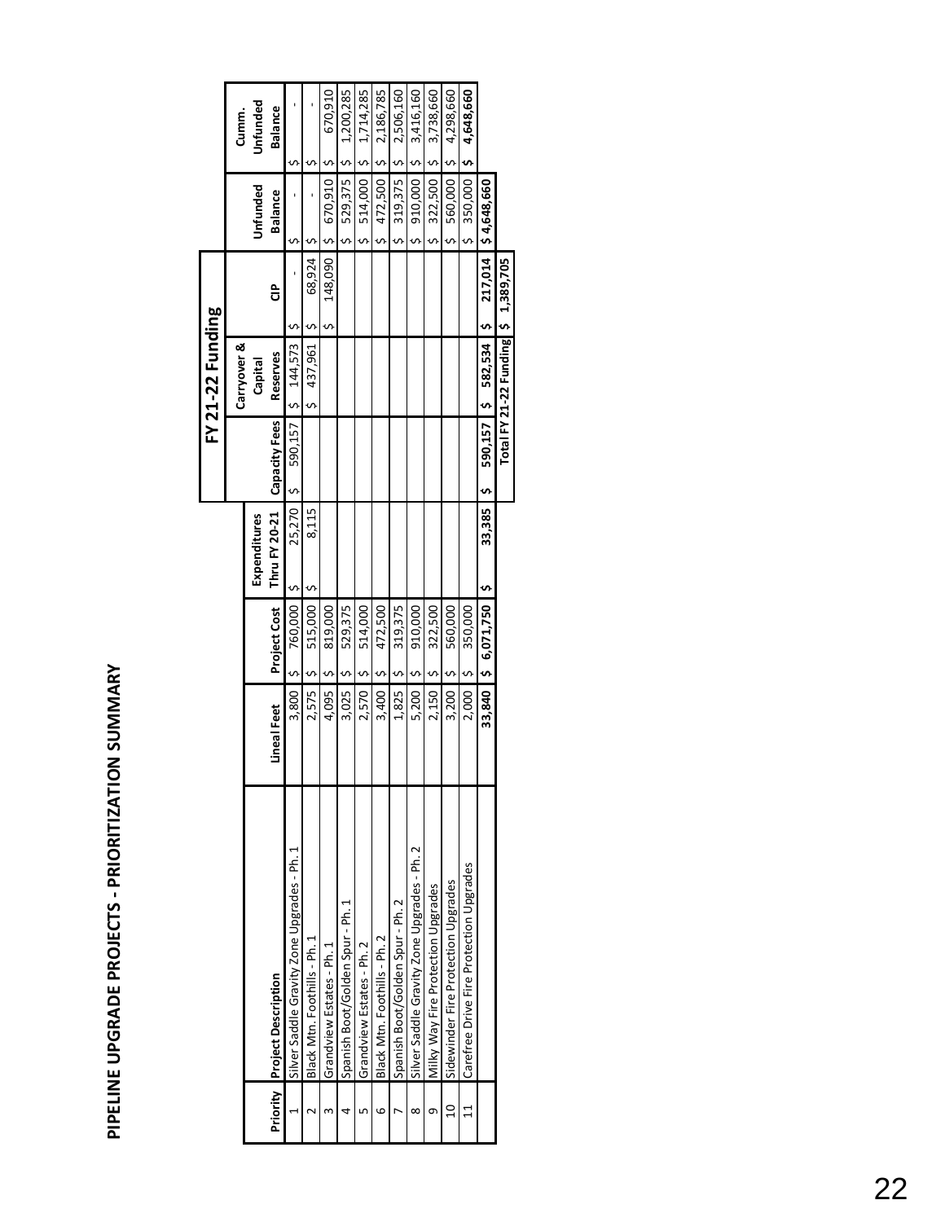# PIPELINE UPGRADE PROJECTS - PRIORITIZATION SUMMARY

| Priority | Project Description | Lineal Feet | Project Cost | Expenditures Thru FY 20-21 | FY 21-22 Funding | | | Unfunded Balance | Cumm. Unfunded Balance |
|---|---|---|---|---|---|---|---|---|---|
| | | | | | Capacity Fees | Carryover & Capital Reserves | CIP | | |
| 1 | Silver Saddle Gravity Zone Upgrades - Ph. 1 | 3,800 | $ 760,000 | $ 25,270 | $ 590,157 | $ 144,573 | $ - | $ - | $ - |
| 2 | Black Mtn. Foothills - Ph. 1 | 2,575 | $ 515,000 | $ 8,115 | | $ 437,961 | $ 68,924 | $ - | $ - |
| 3 | Grandview Estates - Ph. 1 | 4,095 | $ 819,000 | | | | $ 148,090 | $ 670,910 | $ 670,910 |
| 4 | Spanish Boot/Golden Spur - Ph. 1 | 3,025 | $ 529,375 | | | | | $ 529,375 | $ 1,200,285 |
| 5 | Grandview Estates - Ph. 2 | 2,570 | $ 514,000 | | | | | $ 514,000 | $ 1,714,285 |
| 6 | Black Mtn. Foothills - Ph. 2 | 3,400 | $ 472,500 | | | | | $ 472,500 | $ 2,186,785 |
| 7 | Spanish Boot/Golden Spur - Ph. 2 | 1,825 | $ 319,375 | | | | | $ 319,375 | $ 2,506,160 |
| 8 | Silver Saddle Gravity Zone Upgrades - Ph. 2 | 5,200 | $ 910,000 | | | | | $ 910,000 | $ 3,416,160 |
| 9 | Milky Way Fire Protection Upgrades | 2,150 | $ 322,500 | | | | | $ 322,500 | $ 3,738,660 |
| 10 | Sidewinder Fire Protection Upgrades | 3,200 | $ 560,000 | | | | | $ 560,000 | $ 4,298,660 |
| 11 | Carefree Drive Fire Protection Upgrades | 2,000 | $ 350,000 | | | | | $ 350,000 | $ 4,648,660 |
| | | **33,840** | **$ 6,071,750** | **$ 33,385** | **$ 590,157** | **$ 582,534** | **$ 217,014** | **$ 4,648,660** | |
| | | | | | **Total FY 21-22 Funding** | | **$ 1,389,705** | | |